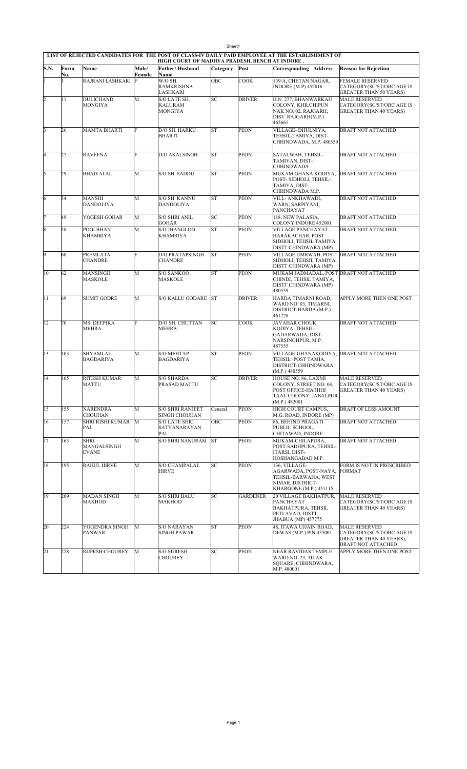**LIST OF REJECTED CANDIDATES FOR THE POST OF CLASS-IV DAILY PAID EMPLOYEE AT THE ESTABLISHMENT OF HIGH COURT OF MADHYA PRADESH, BENCH AT INDORE .**

| S.N. | Form No. | Name | Male/ Female | Father/ Husband Name | Category | Post | Corresponding Address | Reason for Rejection |
|---|---|---|---|---|---|---|---|---|
| 1 | 3 | RAJRANI LASHKARI | F | W/O SH. RAMKRISHNA LASHKARI | OBC | COOK | 139/A, CHETAN NAGAR, INDORE (M.P) 452016 | FEMALE RESERVED CATEGORY(SC/ST/OBC AGE IS GREATER THAN 50 YEARS) |
| 2 | 11 | DULICHAND MONGIYA | M | S/O LATE SH. KALURAM MONGIYA | SC | DRIVER | H.N. 277, BHANWARKAU COLONY, KHILCHIPUN NAK NO. 02, RAJGARH, DIST. RAJGARH(M.P.) 465661 | MALE RESERVED CATEGORY(SC/ST/OBC AGE IS GREATER THAN 40 YEARS) |
| 3 | 26 | MAMTA BHARTI | F | D/O SH. HARKU BHARTI | ST | PEON | VILLAGE- DHULNIYA, TEHSIL-TAMIYA, DIST- CHHINDWADA, M.P. 480559 | DRAFT NOT ATTACHED |
| 4 | 27 | RAVEENA | F | D/O AKALSINGH | ST | PEON | SATALWAH, TEHSIL- TAMIYAN, DIST- CHHINDWADA | DRAFT NOT ATTACHED |
| 5 | 29 | BHAIYALAL | M | S/O SH. SADDU | ST | PEON | MUKAM GHANA KODIYA, POST- SIDHOLI, TEHSIL- TAMIYA, DIST- CHHINDWADA M.P. | DRAFT NOT ATTACHED |
| 6 | 34 | MANSHI DANDOLIYA | M | S/O SH. KANNU DANDOLIYA | ST | PEON | VILL- ANKHAWADI, WARN, SARPIYANI, PANCHAYAT | DRAFT NOT ATTACHED |
| 7 | 49 | YOGESH GOHAR | M | S/O SHRI ANIL GOHAR | SC | PEON | 118, NEW PALASIA, COLONY INDORE 452001 | DRAFT NOT ATTACHED |
| 8 | 58 | POOLBHAN KHAMRIYA | M | S/O JHANGLOO KHAMRIYA | ST | PEON | VILLAGE PANCHAYAT HARAKACHAR, POST SIDHOLI, TEHSIL TAMIYA, DISTT CHINDWARA (MP) | DRAFT NOT ATTACHED |
| 9 | 60 | PREMLATA CHANDRE | F | D/O PRATAPSINGH CHANDRE | ST | PEON | VILLAGE UMRWAH, POST SIDHOLI, TEHSIL TAMIYA, DISTT CHINDWARA (MP) | DRAFT NOT ATTACHED |
| 10 | 62 | MANSINGH MASKOLE | M | S/O SANKOO MASKOLE | ST | PEON | MUKAM JADMADAL, POST CHINDI, TEHSIL TAMIYA, DISTT CHINDWARA (MP) 480559 | DRAFT NOT ATTACHED |
| 11 | 69 | SUMIT GODRE | M | S/O KALLU GODARE | ST | DRIVER | HARDA TIMARNI ROAD, WARD NO. 03, TIMARNI, DISTRICT-HARDA (M.P.) 461228 | APPLY MORE THEN ONE POST |
| 12 | 70 | MS. DEEPIKA MEHRA | F | D/O SH. CHUTTAN MEHRA | SC | COOK | JAVAHAR CHOUK KODIYA, TEHSIL- GADARWADA, DIST- NARSINGHPUR, M.P. 487555 | DRAFT NOT ATTACHED |
| 13 | 103 | SHYAMLAL BAGDARIYA | M | S/O MEHTAP BAGDARIYA | ST | PEON | VILLAGE-GHANAKODIYA, TEHSIL+POST TAMIA, DISTRICT-CHHINDWARA (M.P.) 480559 | DRAFT NOT ATTACHED |
| 14 | 105 | RITESH KUMAR MATTU | M | S/O SHARDA PRASAD MATTU | SC | DRIVER | HOUSE NO. 86, LAXMI COLONY, STREET NO. 04, POST OFFICE-HATHHI TAAL COLONY, JABALPUR (M.P.) 482001 | MALE RESERVED CATEGORY(SC/ST/OBC AGE IS GREATER THAN 40 YEARS) |
| 15 | 155 | NARENDRA CHOUHAN | M | S/O SHRI RANJEET SINGH CHOUHAN | General | PEON | HIGH COURT CAMPUS, M.G. ROAD, INDORE (MP) | DRAFT OF LESS AMOUNT |
| 16 | 157 | SHRI RISHI KUMAR PAL | M | S/O LATE SHRI SATYANARAYAN PAL | OBC | PEON | 86, BEHIND PRAGATI PUBLIC SCHOOL, CHITAWAD, INDORE | DRAFT NOT ATTACHED |
| 17 | 163 | SHRI MANGALSINGH EVANE | M | S/O SHRI NANURAM | ST | PEON | MUKAM-CHILAPURA, POST-SADHPURA, TEHSIL- ITARSI, DIST- HOSHANGABAD M.P. | DRAFT NOT ATTACHED |
| 18 | 195 | RAHUL HIRVE | M | S/O CHAMPALAL HIRVE | SC | PEON | 136, VILLAGE- AGARWADA, POST-NAYA, TEHSIL-BARWAHA, WEST NIMAR, DISTRICT- KHARGONE (M.P.) 451115 | FORM IS NOT IN PRESCRIBED FORMAT |
| 19 | 209 | MADAN SINGH MAKHOD | M | S/O SHRI BALU MAKHOD | SC | GARDENER | 20 VILLAGE BAKHATPUR, PANCHAYAT BAKHATPURA, TEHSIL PETLAVAD, DISTT JHABUA (MP) 457775 | MALE RESERVED CATEGORY(SC/ST/OBC AGE IS GREATER THAN 40 YEARS) |
| 20 | 224 | YOGENDRA SINGH PANWAR | M | S/O NARAYAN SINGH PAWAR | ST | PEON | 48, ITAWA UJJAIN ROAD, DEWAS (M.P.) PIN 455001 | MALE RESERVED CATEGORY(SC/ST/OBC AGE IS GREATER THAN 40 YEARS), DRAFT NOT ATTACHED |
| 21 | 228 | RUPESH CHOUREY | M | S/O SURESH CHOUREY | SC | PEON | NEAR RAVIDAS TEMPLE, WARD NO. 23, TILAK SQUARE, CHHINDWARA, M.P. 480001 | APPLY MORE THEN ONE POST |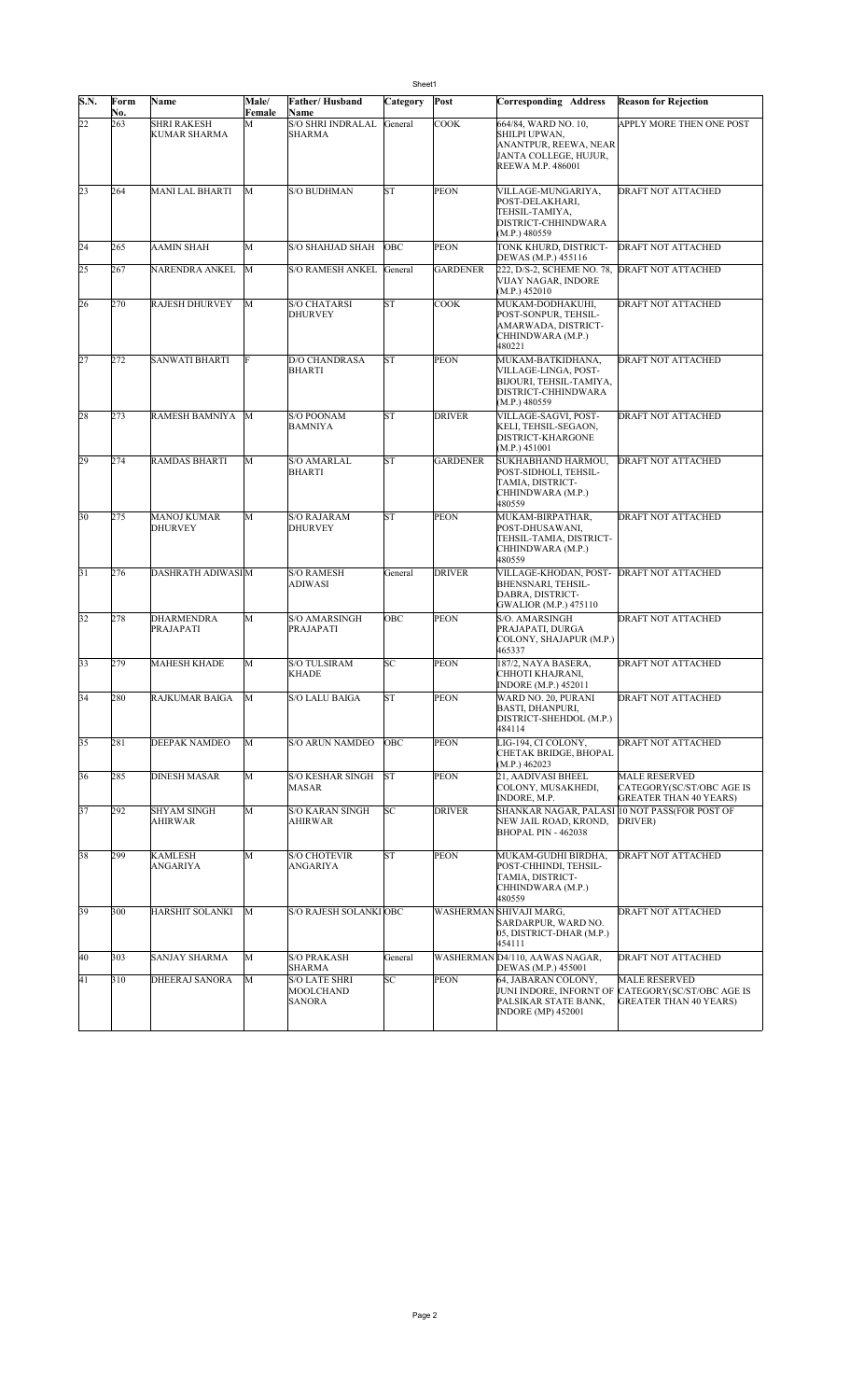| S.N. | Form No. | Name | Male/ Female | Father/ Husband Name | Category | Post | Corresponding Address | Reason for Rejection |
|---|---|---|---|---|---|---|---|---|
| 22 | 263 | SHRI RAKESH KUMAR SHARMA | M | S/O SHRI INDRALAL SHARMA | General | COOK | 664/84, WARD NO. 10, SHILPI UPWAN, ANANTPUR, REEWA, NEAR JANTA COLLEGE, HUJUR, REEWA M.P. 486001 | APPLY MORE THEN ONE POST |
| 23 | 264 | MANI LAL BHARTI | M | S/O BUDHMAN | ST | PEON | VILLAGE-MUNGARIYA, POST-DELAKHARI, TEHSIL-TAMIYA, DISTRICT-CHHINDWARA (M.P.) 480559 | DRAFT NOT ATTACHED |
| 24 | 265 | AAMIN SHAH | M | S/O SHAHJAD SHAH | OBC | PEON | TONK KHURD, DISTRICT-DEWAS (M.P.) 455116 | DRAFT NOT ATTACHED |
| 25 | 267 | NARENDRA ANKEL | M | S/O RAMESH ANKEL | General | GARDENER | 222, D/S-2, SCHEME NO. 78, VIJAY NAGAR, INDORE (M.P.) 452010 | DRAFT NOT ATTACHED |
| 26 | 270 | RAJESH DHURVEY | M | S/O CHATARSI DHURVEY | ST | COOK | MUKAM-DODHAKUHI, POST-SONPUR, TEHSIL-AMARWADA, DISTRICT-CHHINDWARA (M.P.) 480221 | DRAFT NOT ATTACHED |
| 27 | 272 | SANWATI BHARTI | F | D/O CHANDRASA BHARTI | ST | PEON | MUKAM-BATKIDHANA, VILLAGE-LINGA, POST-BIJOURI, TEHSIL-TAMIYA, DISTRICT-CHHINDWARA (M.P.) 480559 | DRAFT NOT ATTACHED |
| 28 | 273 | RAMESH BAMNIYA | M | S/O POONAM BAMNIYA | ST | DRIVER | VILLAGE-SAGVI, POST-KELI, TEHSIL-SEGAON, DISTRICT-KHARGONE (M.P.) 451001 | DRAFT NOT ATTACHED |
| 29 | 274 | RAMDAS BHARTI | M | S/O AMARLAL BHARTI | ST | GARDENER | SUKHABHAND HARMOU, POST-SIDHOLI, TEHSIL-TAMIA, DISTRICT-CHHINDWARA (M.P.) 480559 | DRAFT NOT ATTACHED |
| 30 | 275 | MANOJ KUMAR DHURVEY | M | S/O RAJARAM DHURVEY | ST | PEON | MUKAM-BIRPATHAR, POST-DHUSAWANI, TEHSIL-TAMIA, DISTRICT-CHHINDWARA (M.P.) 480559 | DRAFT NOT ATTACHED |
| 31 | 276 | DASHRATH ADIWASI | M | S/O RAMESH ADIWASI | General | DRIVER | VILLAGE-KHODAN, POST-BHENSNARI, TEHSIL-DABRA, DISTRICT-GWALIOR (M.P.) 475110 | DRAFT NOT ATTACHED |
| 32 | 278 | DHARMENDRA PRAJAPATI | M | S/O AMARSINGH PRAJAPATI | OBC | PEON | S/O. AMARSINGH PRAJAPATI, DURGA COLONY, SHAJAPUR (M.P.) 465337 | DRAFT NOT ATTACHED |
| 33 | 279 | MAHESH KHADE | M | S/O TULSIRAM KHADE | SC | PEON | 187/2, NAYA BASERA, CHHOTI KHAJRANI, INDORE (M.P.) 452011 | DRAFT NOT ATTACHED |
| 34 | 280 | RAJKUMAR BAIGA | M | S/O LALU BAIGA | ST | PEON | WARD NO. 20, PURANI BASTI, DHANPURI, DISTRICT-SHEHDOL (M.P.) 484114 | DRAFT NOT ATTACHED |
| 35 | 281 | DEEPAK NAMDEO | M | S/O ARUN NAMDEO | OBC | PEON | LIG-194, CI COLONY, CHETAK BRIDGE, BHOPAL (M.P.) 462023 | DRAFT NOT ATTACHED |
| 36 | 285 | DINESH MASAR | M | S/O KESHAR SINGH MASAR | ST | PEON | 21, AADIVASI BHEEL COLONY, MUSAKHEDI, INDORE, M.P. | MALE RESERVED CATEGORY(SC/ST/OBC AGE IS GREATER THAN 40 YEARS) |
| 37 | 292 | SHYAM SINGH AHIRWAR | M | S/O KARAN SINGH AHIRWAR | SC | DRIVER | SHANKAR NAGAR, PALASI NEW JAIL ROAD, KROND, BHOPAL PIN - 462038 | 10 NOT PASS(FOR POST OF DRIVER) |
| 38 | 299 | KAMLESH ANGARIYA | M | S/O CHOTEVIR ANGARIYA | ST | PEON | MUKAM-GUDHI BIRDHA, POST-CHHINDI, TEHSIL-TAMIA, DISTRICT-CHHINDWARA (M.P.) 480559 | DRAFT NOT ATTACHED |
| 39 | 300 | HARSHIT SOLANKI | M | S/O RAJESH SOLANKI | OBC | WASHERMAN | SHIVAJI MARG, SARDARPUR, WARD NO. 05, DISTRICT-DHAR (M.P.) 454111 | DRAFT NOT ATTACHED |
| 40 | 303 | SANJAY SHARMA | M | S/O PRAKASH SHARMA | General | WASHERMAN | D4/110, AAWAS NAGAR, DEWAS (M.P.) 455001 | DRAFT NOT ATTACHED |
| 41 | 310 | DHEERAJ SANORA | M | S/O LATE SHRI MOOLCHAND SANORA | SC | PEON | 64, JABARAN COLONY, JUNI INDORE, INFORNT OF PALSIKAR STATE BANK, INDORE (MP) 452001 | MALE RESERVED CATEGORY(SC/ST/OBC AGE IS GREATER THAN 40 YEARS) |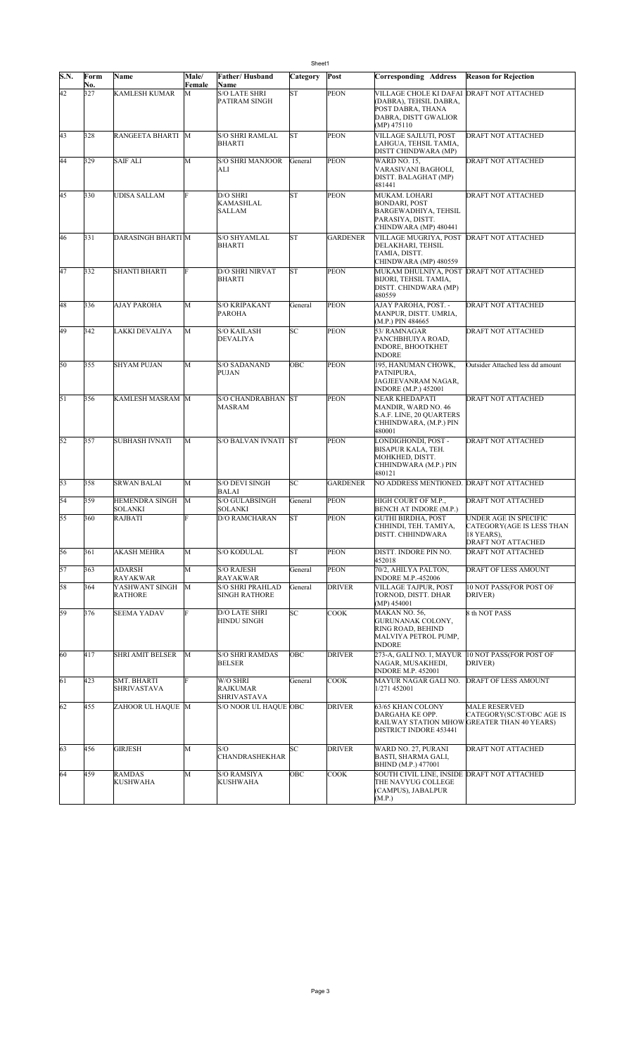Sheet1

| S.N. | Form No. | Name | Male/ Female | Father/ Husband Name | Category | Post | Corresponding Address | Reason for Rejection |
|---|---|---|---|---|---|---|---|---|
| 42 | 327 | KAMLESH KUMAR | M | S/O LATE SHRI PATIRAM SINGH | ST | PEON | VILLAGE CHOLE KI DAFAI (DABRA), TEHSIL DABRA, POST DABRA, THANA DABRA, DISTT GWALIOR (MP) 475110 | DRAFT NOT ATTACHED |
| 43 | 328 | RANGEETA BHARTI | M | S/O SHRI RAMLAL BHARTI | ST | PEON | VILLAGE SAJLUTI, POST LAHGUA, TEHSIL TAMIA, DISTT CHINDWARA (MP) | DRAFT NOT ATTACHED |
| 44 | 329 | SAIF ALI | M | S/O SHRI MANJOOR ALI | General | PEON | WARD NO. 15, VARASIVANI BAGHOLI, DISTT. BALAGHAT (MP) 481441 | DRAFT NOT ATTACHED |
| 45 | 330 | UDISA SALLAM | F | D/O SHRI KAMASHLAL SALLAM | ST | PEON | MUKAM. LOHARI BONDARI, POST BARGEWADHIYA, TEHSIL PARASIYA, DISTT. CHINDWARA (MP) 480441 | DRAFT NOT ATTACHED |
| 46 | 331 | DARASINGH BHARTI | M | S/O SHYAMLAL BHARTI | ST | GARDENER | VILLAGE MUGRIYA, POST DELAKHARI, TEHSIL TAMIA, DISTT. CHINDWARA (MP) 480559 | DRAFT NOT ATTACHED |
| 47 | 332 | SHANTI BHARTI | F | D/O SHRI NIRVAT BHARTI | ST | PEON | MUKAM DHULNIYA, POST BIJORI, TEHSIL TAMIA, DISTT. CHINDWARA (MP) 480559 | DRAFT NOT ATTACHED |
| 48 | 336 | AJAY PAROHA | M | S/O KRIPAKANT PAROHA | General | PEON | AJAY PAROHA, POST. - MANPUR, DISTT. UMRIA, (M.P.) PIN 484665 | DRAFT NOT ATTACHED |
| 49 | 342 | LAKKI DEVALIYA | M | S/O KAILASH DEVALIYA | SC | PEON | 53/ RAMNAGAR PANCHBHUIYA ROAD, INDORE, BHOOTKHET INDORE | DRAFT NOT ATTACHED |
| 50 | 355 | SHYAM PUJAN | M | S/O SADANAND PUJAN | OBC | PEON | 195, HANUMAN CHOWK, PATNIPURA, JAGJEEVANRAM NAGAR, INDORE (M.P.) 452001 | Outsider Attached less dd amount |
| 51 | 356 | KAMLESH MASRAM | M | S/O CHANDRABHAN MASRAM | ST | PEON | NEAR KHEDAPATI MANDIR, WARD NO. 46 S.A.F. LINE, 20 QUARTERS CHHINDWARA, (M.P.) PIN 480001 | DRAFT NOT ATTACHED |
| 52 | 357 | SUBHASH IVNATI | M | S/O BALVAN IVNATI | ST | PEON | LONDIGHONDI, POST - BISAPUR KALA, TEH. MOHKHED, DISTT. CHHINDWARA (M.P.) PIN 480121 | DRAFT NOT ATTACHED |
| 53 | 358 | SRWAN BALAI | M | S/O DEVI SINGH BALAI | SC | GARDENER | NO ADDRESS MENTIONED. | DRAFT NOT ATTACHED |
| 54 | 359 | HEMENDRA SINGH SOLANKI | M | S/O GULABSINGH SOLANKI | General | PEON | HIGH COURT OF M.P., BENCH AT INDORE (M.P.) | DRAFT NOT ATTACHED |
| 55 | 360 | RAJBATI | F | D/O RAMCHARAN | ST | PEON | GUTHI BIRDHA, POST CHHINDI, TEH. TAMIYA, DISTT. CHHINDWARA | UNDER AGE IN SPECIFIC CATEGORY(AGE IS LESS THAN 18 YEARS), DRAFT NOT ATTACHED |
| 56 | 361 | AKASH MEHRA | M | S/O KODULAL | ST | PEON | DISTT. INDORE PIN NO. 452018 | DRAFT NOT ATTACHED |
| 57 | 363 | ADARSH RAYAKWAR | M | S/O RAJESH RAYAKWAR | General | PEON | 70/2, AHILYA PALTON, INDORE M.P.-452006 | DRAFT OF LESS AMOUNT |
| 58 | 364 | YASHWANT SINGH RATHORE | M | S/O SHRI PRAHLAD SINGH RATHORE | General | DRIVER | VILLAGE TAJPUR, POST TORNOD, DISTT. DHAR (MP) 454001 | 10 NOT PASS(FOR POST OF DRIVER) |
| 59 | 376 | SEEMA YADAV | F | D/O LATE SHRI HINDU SINGH | SC | COOK | MAKAN NO. 56, GURUNANAK COLONY, RING ROAD, BEHIND MALVIYA PETROL PUMP, INDORE | 8 th NOT PASS |
| 60 | 417 | SHRI AMIT BELSER | M | S/O SHRI RAMDAS BELSER | OBC | DRIVER | 273-A, GALI NO. 1, MAYUR NAGAR, MUSAKHEDI, INDORE M.P. 452001 | 10 NOT PASS(FOR POST OF DRIVER) |
| 61 | 423 | SMT. BHARTI SHRIVASTAVA | F | W/O SHRI RAJKUMAR SHRIVASTAVA | General | COOK | MAYUR NAGAR GALI NO. 1/271 452001 | DRAFT OF LESS AMOUNT |
| 62 | 455 | ZAHOOR UL HAQUE | M | S/O NOOR UL HAQUE | OBC | DRIVER | 63/65 KHAN COLONY DARGAHA KE OPP. RAILWAY STATION MHOW DISTRICT INDORE 453441 | MALE RESERVED CATEGORY(SC/ST/OBC AGE IS GREATER THAN 40 YEARS) |
| 63 | 456 | GIRJESH | M | S/O CHANDRASHEKHAR | SC | DRIVER | WARD NO. 27, PURANI BASTI, SHARMA GALI, BHIND (M.P.) 477001 | DRAFT NOT ATTACHED |
| 64 | 459 | RAMDAS KUSHWAHA | M | S/O RAMSIYA KUSHWAHA | OBC | COOK | SOUTH CIVIL LINE, INSIDE THE NAVYUG COLLEGE (CAMPUS), JABALPUR (M.P.) | DRAFT NOT ATTACHED |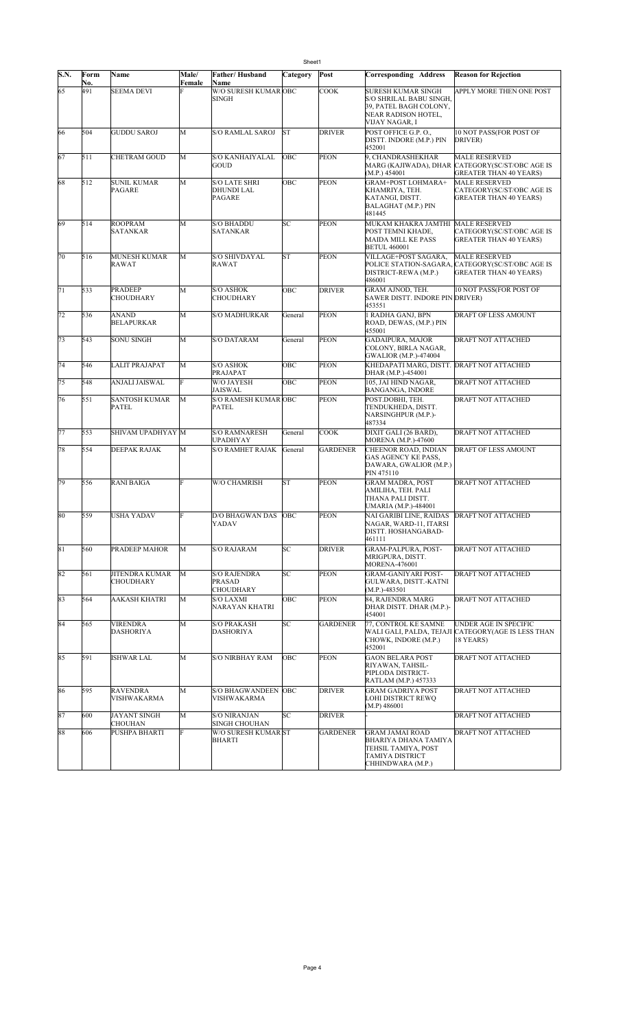| S.N. | Form No. | Name | Male/ Female | Father/ Husband Name | Category | Post | Corresponding Address | Reason for Rejection |
|---|---|---|---|---|---|---|---|---|
| 65 | 491 | SEEMA DEVI | F | W/O SURESH KUMAR SINGH | OBC | COOK | SURESH KUMAR SINGH S/O SHRILAL BABU SINGH, 39, PATEL BAGH COLONY, NEAR RADISON HOTEL, VIJAY NAGAR, I | APPLY MORE THEN ONE POST |
| 66 | 504 | GUDDU SAROJ | M | S/O RAMLAL SAROJ | ST | DRIVER | POST OFFICE G.P. O., DISTT. INDORE (M.P.) PIN 452001 | 10 NOT PASS(FOR POST OF DRIVER) |
| 67 | 511 | CHETRAM GOUD | M | S/O KANHAIYALAL GOUD | OBC | PEON | 9, CHANDRASHEKHAR MARG (KAJIWADA), DHAR (M.P.) 454001 | MALE RESERVED CATEGORY(SC/ST/OBC AGE IS GREATER THAN 40 YEARS) |
| 68 | 512 | SUNIL KUMAR PAGARE | M | S/O LATE SHRI DHUNDI LAL PAGARE | OBC | PEON | GRAM+POST LOHMARA+ KHAMRIYA, TEH. KATANGI, DISTT. BALAGHAT (M.P.) PIN 481445 | MALE RESERVED CATEGORY(SC/ST/OBC AGE IS GREATER THAN 40 YEARS) |
| 69 | 514 | ROOPRAM SATANKAR | M | S/O BHADDU SATANKAR | SC | PEON | MUKAM KHAKRA JAMTHI POST TEMNI KHADE, MAJDA MILL KE PASS BETUL 460001 | MALE RESERVED CATEGORY(SC/ST/OBC AGE IS GREATER THAN 40 YEARS) |
| 70 | 516 | MUNESH KUMAR RAWAT | M | S/O SHIVDAYAL RAWAT | ST | PEON | VILLAGE+POST SAGARA, POLICE STATION-SAGARA, DISTRICT-REWA (M.P.) 486001 | MALE RESERVED CATEGORY(SC/ST/OBC AGE IS GREATER THAN 40 YEARS) |
| 71 | 533 | PRADEEP CHOUDHARY | M | S/O ASHOK CHOUDHARY | OBC | DRIVER | GRAM AJNOD, TEH. SAWER DISTT. INDORE PIN 453551 | 10 NOT PASS(FOR POST OF DRIVER) |
| 72 | 536 | ANAND BELAPURKAR | M | S/O MADHURKAR | General | PEON | 1 RADHA GANJ, BPN ROAD, DEWAS, (M.P.) PIN 455001 | DRAFT OF LESS AMOUNT |
| 73 | 543 | SONU SINGH | M | S/O DATARAM | General | PEON | GADAIPURA, MAJOR COLONY, BIRLA NAGAR, GWALIOR (M.P.)-474004 | DRAFT NOT ATTACHED |
| 74 | 546 | LALIT PRAJAPAT | M | S/O ASHOK PRAJAPAT | OBC | PEON | KHEDAPATI MARG, DISTT. DHAR (M.P.)-454001 | DRAFT NOT ATTACHED |
| 75 | 548 | ANJALI JAISWAL | F | W/O JAYESH JAISWAL | OBC | PEON | 105, JAI HIND NAGAR, BANGANGA, INDORE | DRAFT NOT ATTACHED |
| 76 | 551 | SANTOSH KUMAR PATEL | M | S/O RAMESH KUMAR PATEL | OBC | PEON | POST.DOBHI, TEH. TENDUKHEDA, DISTT. NARSINGHPUR (M.P.)-487334 | DRAFT NOT ATTACHED |
| 77 | 553 | SHIVAM UPADHYAY | M | S/O RAMNARESH UPADHYAY | General | COOK | DIXIT GALI (26 BARD), MORENA (M.P.)-47600 | DRAFT NOT ATTACHED |
| 78 | 554 | DEEPAK RAJAK | M | S/O RAMHET RAJAK | General | GARDENER | CHEENOR ROAD, INDIAN GAS AGENCY KE PASS, DAWARA, GWALIOR (M.P.) PIN 475110 | DRAFT OF LESS AMOUNT |
| 79 | 556 | RANI BAIGA | F | W/O CHAMRISH | ST | PEON | GRAM MADRA, POST AMILIHA, TEH. PALI THANA PALI DISTT. UMARIA (M.P.)-484001 | DRAFT NOT ATTACHED |
| 80 | 559 | USHA YADAV | F | D/O BHAGWAN DAS YADAV | OBC | PEON | NAI GARIBI LINE, RAIDAS NAGAR, WARD-11, ITARSI DISTT. HOSHANGABAD-461111 | DRAFT NOT ATTACHED |
| 81 | 560 | PRADEEP MAHOR | M | S/O RAJARAM | SC | DRIVER | GRAM-PALPURA, POST-MRIGPURA, DISTT. MORENA-476001 | DRAFT NOT ATTACHED |
| 82 | 561 | JITENDRA KUMAR CHOUDHARY | M | S/O RAJENDRA PRASAD CHOUDHARY | SC | PEON | GRAM-GANIYARI POST-GULWARA, DISTT.-KATNI (M.P.)-483501 | DRAFT NOT ATTACHED |
| 83 | 564 | AAKASH KHATRI | M | S/O LAXMI NARAYAN KHATRI | OBC | PEON | 84, RAJENDRA MARG DHAR DISTT. DHAR (M.P.)-454001 | DRAFT NOT ATTACHED |
| 84 | 565 | VIRENDRA DASHORIYA | M | S/O PRAKASH DASHORIYA | SC | GARDENER | 77, CONTROL KE SAMNE WALI GALI, PALDA, TEJAJI CHOWK, INDORE (M.P.) 452001 | UNDER AGE IN SPECIFIC CATEGORY(AGE IS LESS THAN 18 YEARS) |
| 85 | 591 | ISHWAR LAL | M | S/O NIRBHAY RAM | OBC | PEON | GAON BELARA POST RIYAWAN, TAHSIL-PIPLODA DISTRICT-RATLAM (M.P.) 457333 | DRAFT NOT ATTACHED |
| 86 | 595 | RAVENDRA VISHWAKARMA | M | S/O BHAGWANDEEN VISHWAKARMA | OBC | DRIVER | GRAM GADRIYA POST LOHI DISTRICT REWQ (M.P) 486001 | DRAFT NOT ATTACHED |
| 87 | 600 | JAYANT SINGH CHOUHAN | M | S/O NIRANJAN SINGH CHOUHAN | SC | DRIVER | - | DRAFT NOT ATTACHED |
| 88 | 606 | PUSHPA BHARTI | F | W/O SURESH KUMAR BHARTI | ST | GARDENER | GRAM JAMAI ROAD BHARIYA DHANA TAMIYA TEHSIL TAMIYA, POST TAMIYA DISTRICT CHHINDWARA (M.P.) | DRAFT NOT ATTACHED |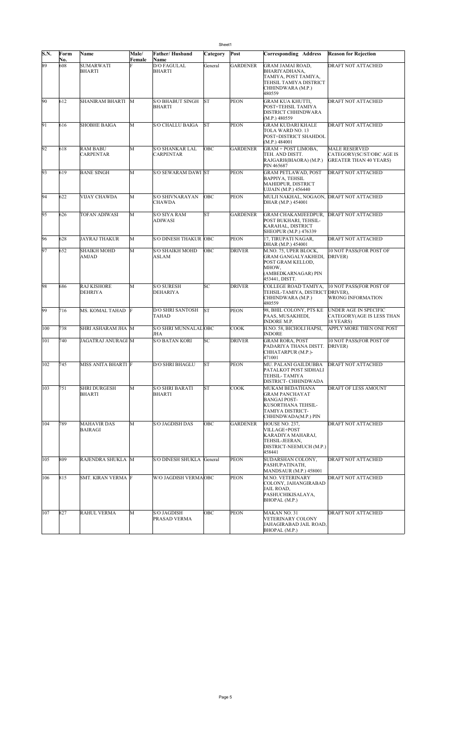| S.N. | Form No. | Name | Male/ Female | Father/ Husband Name | Category | Post | Corresponding Address | Reason for Rejection |
|---|---|---|---|---|---|---|---|---|
| 89 | 608 | SUMARWATI BHARTI | F | D/O FAGULAL BHARTI | General | GARDENER | GRAM JAMAI ROAD, BHARIYADHANA, TAMIYA, POST TAMIYA, TEHSIL TAMIYA DISTRICT CHHINDWARA (M.P.) 480559 | DRAFT NOT ATTACHED |
| 90 | 612 | SHANIRAM BHARTI | M | S/O BHABUT SINGH BHARTI | ST | PEON | GRAM KUA KHUTTI, POST+TEHSIL TAMIYA DISTRICT CHHINDWARA (M.P.) 480559 | DRAFT NOT ATTACHED |
| 91 | 616 | SHOBHE BAIGA | M | S/O CHALLU BAIGA | ST | PEON | GRAM KUDARI KHALE TOLA WARD NO. 13 POST+DISTRICT SHAHDOL (M.P.) 484001 | DRAFT NOT ATTACHED |
| 92 | 618 | RAM BABU CARPENTAR | M | S/O SHANKAR LAL CARPENTAR | OBC | GARDENER | GRAM + POST LIMOBA, TEH. AND DISTT. RAJGARH(BIAORA) (M.P.) PIN 465687 | MALE RESERVED CATEGORY(SC/ST/OBC AGE IS GREATER THAN 40 YEARS) |
| 93 | 619 | BANE SINGH | M | S/O SEWARAM DAWI | ST | PEON | GRAM PETLAWAD, POST BAPPIYA, TEHSIL MAHIDPUR, DISTRICT UJJAIN (M.P.) 456440 | DRAFT NOT ATTACHED |
| 94 | 622 | VIJAY CHAWDA | M | S/O SHIVNARAYAN CHAWDA | OBC | PEON | MULJI NAKHAL, NOGAON, DHAR (M.P.) 454001 | DRAFT NOT ATTACHED |
| 95 | 626 | TOFAN ADIWASI | M | S/O SIYA RAM ADIWASI | ST | GARDENER | GRAM CHAKAMJEEDPUR, POST BUKHARI, TEHSIL-KARAHAL, DISTRICT SHEOPUR (M.P.) 476339 | DRAFT NOT ATTACHED |
| 96 | 628 | JAYRAJ THAKUR | M | S/O DINESH THAKUR | OBC | PEON | 17, TIRUPATI NAGAR, DHAR (M.P.) 454001 | DRAFT NOT ATTACHED |
| 97 | 652 | SHAIKH MOHD AMJAD | M | S/O SHAIKH MOHD ASLAM | OBC | DRIVER | M.NO. 75, UPER BLOCK, GRAM GANGALYAKHEDI, POST GRAM KELLOD, MHOW, (AMBEDKARNAGAR) PIN 453441, DISTT. | 10 NOT PASS(FOR POST OF DRIVER) |
| 98 | 686 | RAJ KISHORE DEHRIYA | M | S/O SURESH DEHARIYA | SC | DRIVER | COLLEGE ROAD TAMIYA, TEHSIL-TAMIYA, DISTRICT CHHINDWARA (M.P.) 480559 | 10 NOT PASS(FOR POST OF DRIVER), WRONG INFORMATION |
| 99 | 716 | MS. KOMAL TAHAD | F | D/O SHRI SANTOSH TAHAD | ST | PEON | 98, BHIL COLONY, PTS KE PAAS, MUSAKHEDI, INDORE M.P. | UNDER AGE IN SPECIFIC CATEGORY(AGE IS LESS THAN 18 YEARS) |
| 100 | 738 | SHRI ASHARAM JHA | M | S/O SHRI MUNNALAL JHA | OBC | COOK | H.NO. 58, BICHOLI HAPSI, INDORE | APPLY MORE THEN ONE POST |
| 101 | 740 | JAGATRAJ ANURAGI | M | S/O BATAN KORI | SC | DRIVER | GRAM RORA, POST PADARIYA THANA DISTT. CHHATARPUR (M.P.)-471001 | 10 NOT PASS(FOR POST OF DRIVER) |
| 102 | 745 | MISS ANITA BHARTI | F | D/O SHRI BHAGLU | ST | PEON | MU. PALANI GAILDUBBA PATALKOT POST SIDHALI TEHSIL- TAMIYA DISTRICT- CHHINDWADA | DRAFT NOT ATTACHED |
| 103 | 751 | SHRI DURGESH BHARTI | M | S/O SHRI BARATI BHARTI | ST | COOK | MUKAM BEDATHANA GRAM PANCHAYAT BANGAI POST-KUSORTHANA TEHSIL-TAMIYA DISTRICT-CHHINDWADA(M.P) PIN | DRAFT OF LESS AMOUNT |
| 104 | 789 | MAHAVIR DAS BAIRAGI | M | S/O JAGDISH DAS | OBC | GARDENER | HOUSE NO. 237, VILLAGE+POST KARADIYA MAHARAJ, TEHSIL-JEERAN, DISTRICT-NEEMUCH (M.P.) 458441 | DRAFT NOT ATTACHED |
| 105 | 809 | RAJENDRA SHUKLA | M | S/O DINESH SHUKLA | General | PEON | SUDARSHAN COLONY, PASHUPATINATH, MANDSAUR (M.P.) 458001 | DRAFT NOT ATTACHED |
| 106 | 815 | SMT. KIRAN VERMA | F | W/O JAGDISH VERMA | OBC | PEON | M.NO. VETERINARY COLONY, JAHANGIRABAD JAIL ROAD, PASHUCHIKISALAYA, BHOPAL (M.P.) | DRAFT NOT ATTACHED |
| 107 | 827 | RAHUL VERMA | M | S/O JAGDISH PRASAD VERMA | OBC | PEON | MAKAN NO. 31 VETERINARY COLONY JAHAGIRABAD JAIL ROAD, BHOPAL (M.P.) | DRAFT NOT ATTACHED |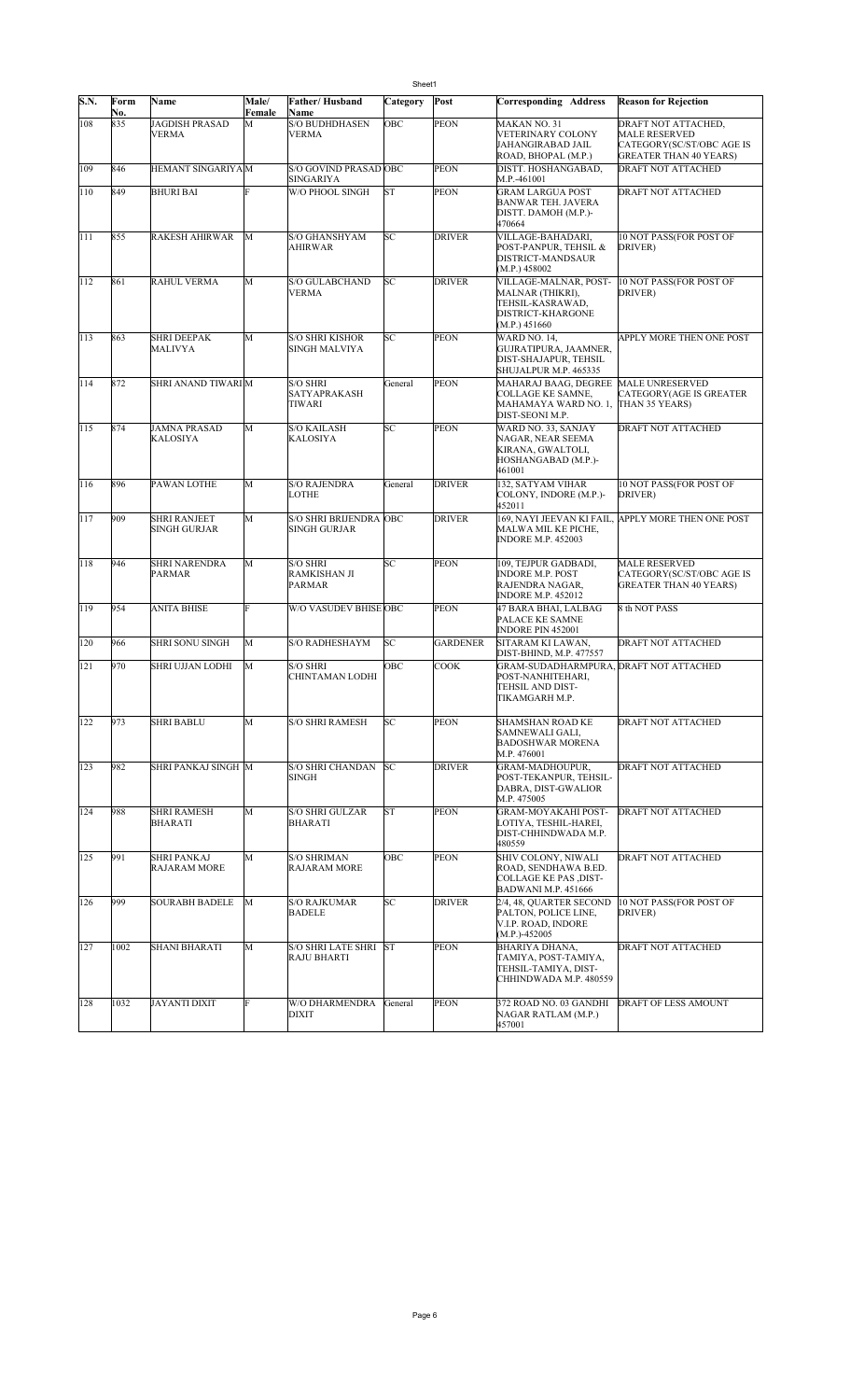| S.N. | Form No. | Name | Male/ Female | Father/ Husband Name | Category | Post | Corresponding Address | Reason for Rejection |
|---|---|---|---|---|---|---|---|---|
| 108 | 835 | JAGDISH PRASAD VERMA | M | S/O BUDHDHASEN VERMA | OBC | PEON | MAKAN NO. 31 VETERINARY COLONY JAHANGIRABAD JAIL ROAD, BHOPAL (M.P.) | DRAFT NOT ATTACHED, MALE RESERVED CATEGORY(SC/ST/OBC AGE IS GREATER THAN 40 YEARS) |
| 109 | 846 | HEMANT SINGARIYA | M | S/O GOVIND PRASAD SINGARIYA | OBC | PEON | DISTT. HOSHANGABAD, M.P.-461001 | DRAFT NOT ATTACHED |
| 110 | 849 | BHURI BAI | F | W/O PHOOL SINGH | ST | PEON | GRAM LARGUA POST BANWAR TEH. JAVERA DISTT. DAMOH (M.P.)-470664 | DRAFT NOT ATTACHED |
| 111 | 855 | RAKESH AHIRWAR | M | S/O GHANSHYAM AHIRWAR | SC | DRIVER | VILLAGE-BAHADARI, POST-PANPUR, TEHSIL & DISTRICT-MANDSAUR (M.P.) 458002 | 10 NOT PASS(FOR POST OF DRIVER) |
| 112 | 861 | RAHUL VERMA | M | S/O GULABCHAND VERMA | SC | DRIVER | VILLAGE-MALNAR, POST-MALNAR (THIKRI), TEHSIL-KASRAWAD, DISTRICT-KHARGONE (M.P.) 451660 | 10 NOT PASS(FOR POST OF DRIVER) |
| 113 | 863 | SHRI DEEPAK MALIVYA | M | S/O SHRI KISHOR SINGH MALVIYA | SC | PEON | WARD NO. 14, GUJRATIPURA, JAAMNER, DIST-SHAJAPUR, TEHSIL SHUJALPUR M.P. 465335 | APPLY MORE THEN ONE POST |
| 114 | 872 | SHRI ANAND TIWARI | M | S/O SHRI SATYAPRAKASH TIWARI | General | PEON | MAHARAJ BAAG, DEGREE COLLAGE KE SAMNE, MAHAMAYA WARD NO. 1, DIST-SEONI M.P. | MALE UNRESERVED CATEGORY(AGE IS GREATER THAN 35 YEARS) |
| 115 | 874 | JAMNA PRASAD KALOSIYA | M | S/O KAILASH KALOSIYA | SC | PEON | WARD NO. 33, SANJAY NAGAR, NEAR SEEMA KIRANA, GWALTOLI, HOSHANGABAD (M.P.)-461001 | DRAFT NOT ATTACHED |
| 116 | 896 | PAWAN LOTHE | M | S/O RAJENDRA LOTHE | General | DRIVER | 132, SATYAM VIHAR COLONY, INDORE (M.P.)-452011 | 10 NOT PASS(FOR POST OF DRIVER) |
| 117 | 909 | SHRI RANJEET SINGH GURJAR | M | S/O SHRI BRIJENDRA SINGH GURJAR | OBC | DRIVER | 169, NAYI JEEVAN KI FAIL, MALWA MIL KE PICHE, INDORE M.P. 452003 | APPLY MORE THEN ONE POST |
| 118 | 946 | SHRI NARENDRA PARMAR | M | S/O SHRI RAMKISHAN JI PARMAR | SC | PEON | 109, TEJPUR GADBADI, INDORE M.P. POST RAJENDRA NAGAR, INDORE M.P. 452012 | MALE RESERVED CATEGORY(SC/ST/OBC AGE IS GREATER THAN 40 YEARS) |
| 119 | 954 | ANITA BHISE | F | W/O VASUDEV BHISE | OBC | PEON | 47 BARA BHAI, LALBAG PALACE KE SAMNE INDORE PIN 452001 | 8 th NOT PASS |
| 120 | 966 | SHRI SONU SINGH | M | S/O RADHESHAYM | SC | GARDENER | SITARAM KI LAWAN, DIST-BHIND, M.P. 477557 | DRAFT NOT ATTACHED |
| 121 | 970 | SHRI UJJAN LODHI | M | S/O SHRI CHINTAMAN LODHI | OBC | COOK | GRAM-SUDADHARMPURA, POST-NANHITEHARI, TEHSIL AND DIST-TIKAMGARH M.P. | DRAFT NOT ATTACHED |
| 122 | 973 | SHRI BABLU | M | S/O SHRI RAMESH | SC | PEON | SHAMSHAN ROAD KE SAMNEWALI GALI, BADOSHWAR MORENA M.P. 476001 | DRAFT NOT ATTACHED |
| 123 | 982 | SHRI PANKAJ SINGH | M | S/O SHRI CHANDAN SINGH | SC | DRIVER | GRAM-MADHOUPUR, POST-TEKANPUR, TEHSIL-DABRA, DIST-GWALIOR M.P. 475005 | DRAFT NOT ATTACHED |
| 124 | 988 | SHRI RAMESH BHARATI | M | S/O SHRI GULZAR BHARATI | ST | PEON | GRAM-MOYAKAHI POST-LOTIYA, TESHIL-HAREI, DIST-CHHINDWADA M.P. 480559 | DRAFT NOT ATTACHED |
| 125 | 991 | SHRI PANKAJ RAJARAM MORE | M | S/O SHRIMAN RAJARAM MORE | OBC | PEON | SHIV COLONY, NIWALI ROAD, SENDHAWA B.ED. COLLAGE KE PAS ,DIST-BADWANI M.P. 451666 | DRAFT NOT ATTACHED |
| 126 | 999 | SOURABH BADELE | M | S/O RAJKUMAR BADELE | SC | DRIVER | 2/4, 48, QUARTER SECOND PALTON, POLICE LINE, V.I.P. ROAD, INDORE (M.P.)-452005 | 10 NOT PASS(FOR POST OF DRIVER) |
| 127 | 1002 | SHANI BHARATI | M | S/O SHRI LATE SHRI RAJU BHARTI | ST | PEON | BHARIYA DHANA, TAMIYA, POST-TAMIYA, TEHSIL-TAMIYA, DIST-CHHINDWADA M.P. 480559 | DRAFT NOT ATTACHED |
| 128 | 1032 | JAYANTI DIXIT | F | W/O DHARMENDRA DIXIT | General | PEON | 372 ROAD NO. 03 GANDHI NAGAR RATLAM (M.P.) 457001 | DRAFT OF LESS AMOUNT |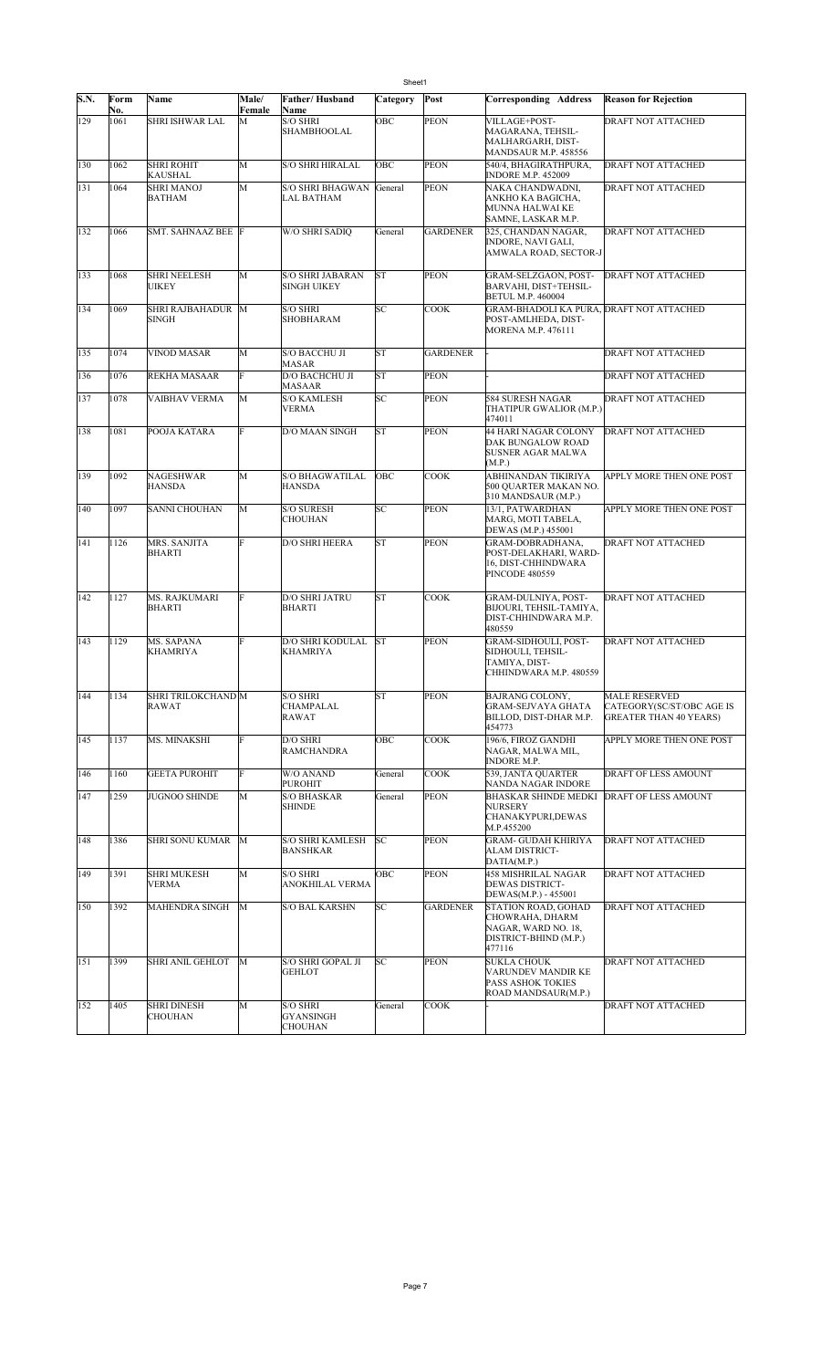| S.N. | Form No. | Name | Male/ Female | Father/ Husband Name | Category | Post | Corresponding Address | Reason for Rejection |
|---|---|---|---|---|---|---|---|---|
| 129 | 1061 | SHRI ISHWAR LAL | M | S/O SHRI SHAMBHOOLAL | OBC | PEON | VILLAGE+POST-MAGARANA, TEHSIL-MALHARGARH, DIST-MANDSAUR M.P. 458556 | DRAFT NOT ATTACHED |
| 130 | 1062 | SHRI ROHIT KAUSHAL | M | S/O SHRI HIRALAL | OBC | PEON | 540/4, BHAGIRATHPURA, INDORE M.P. 452009 | DRAFT NOT ATTACHED |
| 131 | 1064 | SHRI MANOJ BATHAM | M | S/O SHRI BHAGWAN LAL BATHAM | General | PEON | NAKA CHANDWADNI, ANKHO KA BAGICHA, MUNNA HALWAI KE SAMNE, LASKAR M.P. | DRAFT NOT ATTACHED |
| 132 | 1066 | SMT. SAHNAAZ BEE | F | W/O SHRI SADIQ | General | GARDENER | 325, CHANDAN NAGAR, INDORE, NAVI GALI, AMWALA ROAD, SECTOR-J | DRAFT NOT ATTACHED |
| 133 | 1068 | SHRI NEELESH UIKEY | M | S/O SHRI JABARAN SINGH UIKEY | ST | PEON | GRAM-SELZGAON, POST-BARVAHI, DIST+TEHSIL-BETUL M.P. 460004 | DRAFT NOT ATTACHED |
| 134 | 1069 | SHRI RAJBAHADUR SINGH | M | S/O SHRI SHOBHARAM | SC | COOK | GRAM-BHADOLI KA PURA, POST-AMLHEDA, DIST-MORENA M.P. 476111 | DRAFT NOT ATTACHED |
| 135 | 1074 | VINOD MASAR | M | S/O BACCHU JI MASAR | ST | GARDENER | - | DRAFT NOT ATTACHED |
| 136 | 1076 | REKHA MASAAR | F | D/O BACHCHU JI MASAAR | ST | PEON | - | DRAFT NOT ATTACHED |
| 137 | 1078 | VAIBHAV VERMA | M | S/O KAMLESH VERMA | SC | PEON | 584 SURESH NAGAR THATIPUR GWALIOR (M.P.) 474011 | DRAFT NOT ATTACHED |
| 138 | 1081 | POOJA KATARA | F | D/O MAAN SINGH | ST | PEON | 44 HARI NAGAR COLONY DAK BUNGALOW ROAD SUSNER AGAR MALWA (M.P.) | DRAFT NOT ATTACHED |
| 139 | 1092 | NAGESHWAR HANSDA | M | S/O BHAGWATILAL HANSDA | OBC | COOK | ABHINANDAN TIKIRIYA 500 QUARTER MAKAN NO. 310 MANDSAUR (M.P.) | APPLY MORE THEN ONE POST |
| 140 | 1097 | SANNI CHOUHAN | M | S/O SURESH CHOUHAN | SC | PEON | 13/1, PATWARDHAN MARG, MOTI TABELA, DEWAS (M.P.) 455001 | APPLY MORE THEN ONE POST |
| 141 | 1126 | MRS. SANJITA BHARTI | F | D/O SHRI HEERA | ST | PEON | GRAM-DOBRADHANA, POST-DELAKHARI, WARD-16, DIST-CHHINDWARA PINCODE 480559 | DRAFT NOT ATTACHED |
| 142 | 1127 | MS. RAJKUMARI BHARTI | F | D/O SHRI JATRU BHARTI | ST | COOK | GRAM-DULNIYA, POST-BIJOURI, TEHSIL-TAMIYA, DIST-CHHINDWARA M.P. 480559 | DRAFT NOT ATTACHED |
| 143 | 1129 | MS. SAPANA KHAMRIYA | F | D/O SHRI KODULAL KHAMRIYA | ST | PEON | GRAM-SIDHOULI, POST-SIDHOULI, TEHSIL-TAMIYA, DIST-CHHINDWARA M.P. 480559 | DRAFT NOT ATTACHED |
| 144 | 1134 | SHRI TRILOKCHAND RAWAT | M | S/O SHRI CHAMPALAL RAWAT | ST | PEON | BAJRANG COLONY, GRAM-SEJVAYA GHATA BILLOD, DIST-DHAR M.P. 454773 | MALE RESERVED CATEGORY(SC/ST/OBC AGE IS GREATER THAN 40 YEARS) |
| 145 | 1137 | MS. MINAKSHI | F | D/O SHRI RAMCHANDRA | OBC | COOK | 196/6, FIROZ GANDHI NAGAR, MALWA MIL, INDORE M.P. | APPLY MORE THEN ONE POST |
| 146 | 1160 | GEETA PUROHIT | F | W/O ANAND PUROHIT | General | COOK | 539, JANTA QUARTER NANDA NAGAR INDORE | DRAFT OF LESS AMOUNT |
| 147 | 1259 | JUGNOO SHINDE | M | S/O BHASKAR SHINDE | General | PEON | BHASKAR SHINDE MEDKI NURSERY CHANAKYPURI,DEWAS M.P.455200 | DRAFT OF LESS AMOUNT |
| 148 | 1386 | SHRI SONU KUMAR | M | S/O SHRI KAMLESH BANSHKAR | SC | PEON | GRAM- GUDAH KHIRIYA ALAM DISTRICT-DATIA(M.P.) | DRAFT NOT ATTACHED |
| 149 | 1391 | SHRI MUKESH VERMA | M | S/O SHRI ANOKHILAL VERMA | OBC | PEON | 458 MISHRILAL NAGAR DEWAS DISTRICT-DEWAS(M.P.) - 455001 | DRAFT NOT ATTACHED |
| 150 | 1392 | MAHENDRA SINGH | M | S/O BAL KARSHN | SC | GARDENER | STATION ROAD, GOHAD CHOWRAHA, DHARM NAGAR, WARD NO. 18, DISTRICT-BHIND (M.P.) 477116 | DRAFT NOT ATTACHED |
| 151 | 1399 | SHRI ANIL GEHLOT | M | S/O SHRI GOPAL JI GEHLOT | SC | PEON | SUKLA CHOUK VARUNDEV MANDIR KE PASS ASHOK TOKIES ROAD MANDSAUR(M.P.) | DRAFT NOT ATTACHED |
| 152 | 1405 | SHRI DINESH CHOUHAN | M | S/O SHRI GYANSINGH CHOUHAN | General | COOK | - | DRAFT NOT ATTACHED |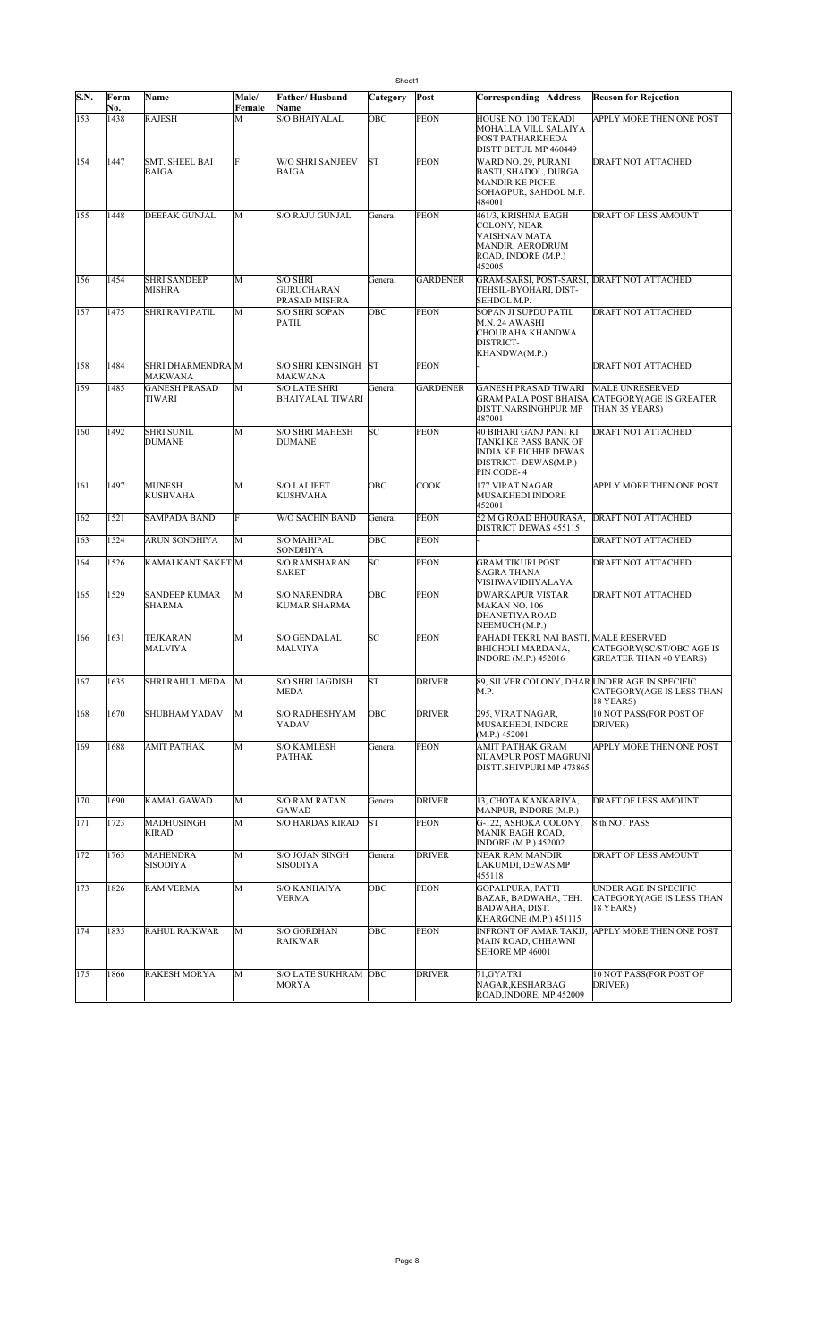| S.N. | Form No. | Name | Male/ Female | Father/ Husband Name | Category | Post | Corresponding Address | Reason for Rejection |
|---|---|---|---|---|---|---|---|---|
| 153 | 1438 | RAJESH | M | S/O BHAIYALAL | OBC | PEON | HOUSE NO. 100 TEKADI MOHALLA VILL SALAIYA POST PATHARKHEDA DISTT BETUL MP 460449 | APPLY MORE THEN ONE POST |
| 154 | 1447 | SMT. SHEEL BAI BAIGA | F | W/O SHRI SANJEEV BAIGA | ST | PEON | WARD NO. 29, PURANI BASTI, SHADOL, DURGA MANDIR KE PICHE SOHAGPUR, SAHDOL M.P. 484001 | DRAFT NOT ATTACHED |
| 155 | 1448 | DEEPAK GUNJAL | M | S/O RAJU GUNJAL | General | PEON | 461/3, KRISHNA BAGH COLONY, NEAR VAISHNAV MATA MANDIR, AERODRUM ROAD, INDORE (M.P.) 452005 | DRAFT OF LESS AMOUNT |
| 156 | 1454 | SHRI SANDEEP MISHRA | M | S/O SHRI GURUCHARAN PRASAD MISHRA | General | GARDENER | GRAM-SARSI, POST-SARSI, TEHSIL-BYOHARI, DIST-SEHDOL M.P. | DRAFT NOT ATTACHED |
| 157 | 1475 | SHRI RAVI PATIL | M | S/O SHRI SOPAN PATIL | OBC | PEON | SOPAN JI SUPDU PATIL M.N. 24 AWASHI CHOURAHA KHANDWA DISTRICT-KHANDWA(M.P.) | DRAFT NOT ATTACHED |
| 158 | 1484 | SHRI DHARMENDRA MAKWANA | M | S/O SHRI KENSINGH MAKWANA | ST | PEON | - | DRAFT NOT ATTACHED |
| 159 | 1485 | GANESH PRASAD TIWARI | M | S/O LATE SHRI BHAIYALAL TIWARI | General | GARDENER | GANESH PRASAD TIWARI GRAM PALA POST BHAISA DISTT.NARSINGHPUR MP 487001 | MALE UNRESERVED CATEGORY(AGE IS GREATER THAN 35 YEARS) |
| 160 | 1492 | SHRI SUNIL DUMANE | M | S/O SHRI MAHESH DUMANE | SC | PEON | 40 BIHARI GANJ PANI KI TANKI KE PASS BANK OF INDIA KE PICHHE DEWAS DISTRICT- DEWAS(M.P.) PIN CODE- 4 | DRAFT NOT ATTACHED |
| 161 | 1497 | MUNESH KUSHVAHA | M | S/O LALJEET KUSHVAHA | OBC | COOK | 177 VIRAT NAGAR MUSAKHEDI INDORE 452001 | APPLY MORE THEN ONE POST |
| 162 | 1521 | SAMPADA BAND | F | W/O SACHIN BAND | General | PEON | 52 M G ROAD BHOURASA, DISTRICT DEWAS 455115 | DRAFT NOT ATTACHED |
| 163 | 1524 | ARUN SONDHIYA | M | S/O MAHIPAL SONDHIYA | OBC | PEON | - | DRAFT NOT ATTACHED |
| 164 | 1526 | KAMALKANT SAKET | M | S/O RAMSHARAN SAKET | SC | PEON | GRAM TIKURI POST SAGRA THANA VISHWAVIDHYALAYA | DRAFT NOT ATTACHED |
| 165 | 1529 | SANDEEP KUMAR SHARMA | M | S/O NARENDRA KUMAR SHARMA | OBC | PEON | DWARKAPUR VISTAR MAKAN NO. 106 DHANETIYA ROAD NEEMUCH (M.P.) | DRAFT NOT ATTACHED |
| 166 | 1631 | TEJKARAN MALVIYA | M | S/O GENDALAL MALVIYA | SC | PEON | PAHADI TEKRI, NAI BASTI, BHICHOLI MARDANA, INDORE (M.P.) 452016 | MALE RESERVED CATEGORY(SC/ST/OBC AGE IS GREATER THAN 40 YEARS) |
| 167 | 1635 | SHRI RAHUL MEDA | M | S/O SHRI JAGDISH MEDA | ST | DRIVER | 89, SILVER COLONY, DHAR M.P. | UNDER AGE IN SPECIFIC CATEGORY(AGE IS LESS THAN 18 YEARS) |
| 168 | 1670 | SHUBHAM YADAV | M | S/O RADHESHYAM YADAV | OBC | DRIVER | 295, VIRAT NAGAR, MUSAKHEDI, INDORE (M.P.) 452001 | 10 NOT PASS(FOR POST OF DRIVER) |
| 169 | 1688 | AMIT PATHAK | M | S/O KAMLESH PATHAK | General | PEON | AMIT PATHAK GRAM NIJAMPUR POST MAGRUNI DISTT.SHIVPURI MP 473865 | APPLY MORE THEN ONE POST |
| 170 | 1690 | KAMAL GAWAD | M | S/O RAM RATAN GAWAD | General | DRIVER | 13, CHOTA KANKARIYA, MANPUR, INDORE (M.P.) | DRAFT OF LESS AMOUNT |
| 171 | 1723 | MADHUSINGH KIRAD | M | S/O HARDAS KIRAD | ST | PEON | G-122, ASHOKA COLONY, MANIK BAGH ROAD, INDORE (M.P.) 452002 | 8 th NOT PASS |
| 172 | 1763 | MAHENDRA SISODIYA | M | S/O JOJAN SINGH SISODIYA | General | DRIVER | NEAR RAM MANDIR LAKUMDI, DEWAS,MP 455118 | DRAFT OF LESS AMOUNT |
| 173 | 1826 | RAM VERMA | M | S/O KANHAIYA VERMA | OBC | PEON | GOPALPURA, PATTI BAZAR, BADWAHA, TEH. BADWAHA, DIST. KHARGONE (M.P.) 451115 | UNDER AGE IN SPECIFIC CATEGORY(AGE IS LESS THAN 18 YEARS) |
| 174 | 1835 | RAHUL RAIKWAR | M | S/O GORDHAN RAIKWAR | OBC | PEON | INFRONT OF AMAR TAKIJ, MAIN ROAD, CHHAWNI SEHORE MP 46001 | APPLY MORE THEN ONE POST |
| 175 | 1866 | RAKESH MORYA | M | S/O LATE SUKHRAM MORYA | OBC | DRIVER | 71,GYATRI NAGAR,KESHARBAG ROAD,INDORE, MP 452009 | 10 NOT PASS(FOR POST OF DRIVER) |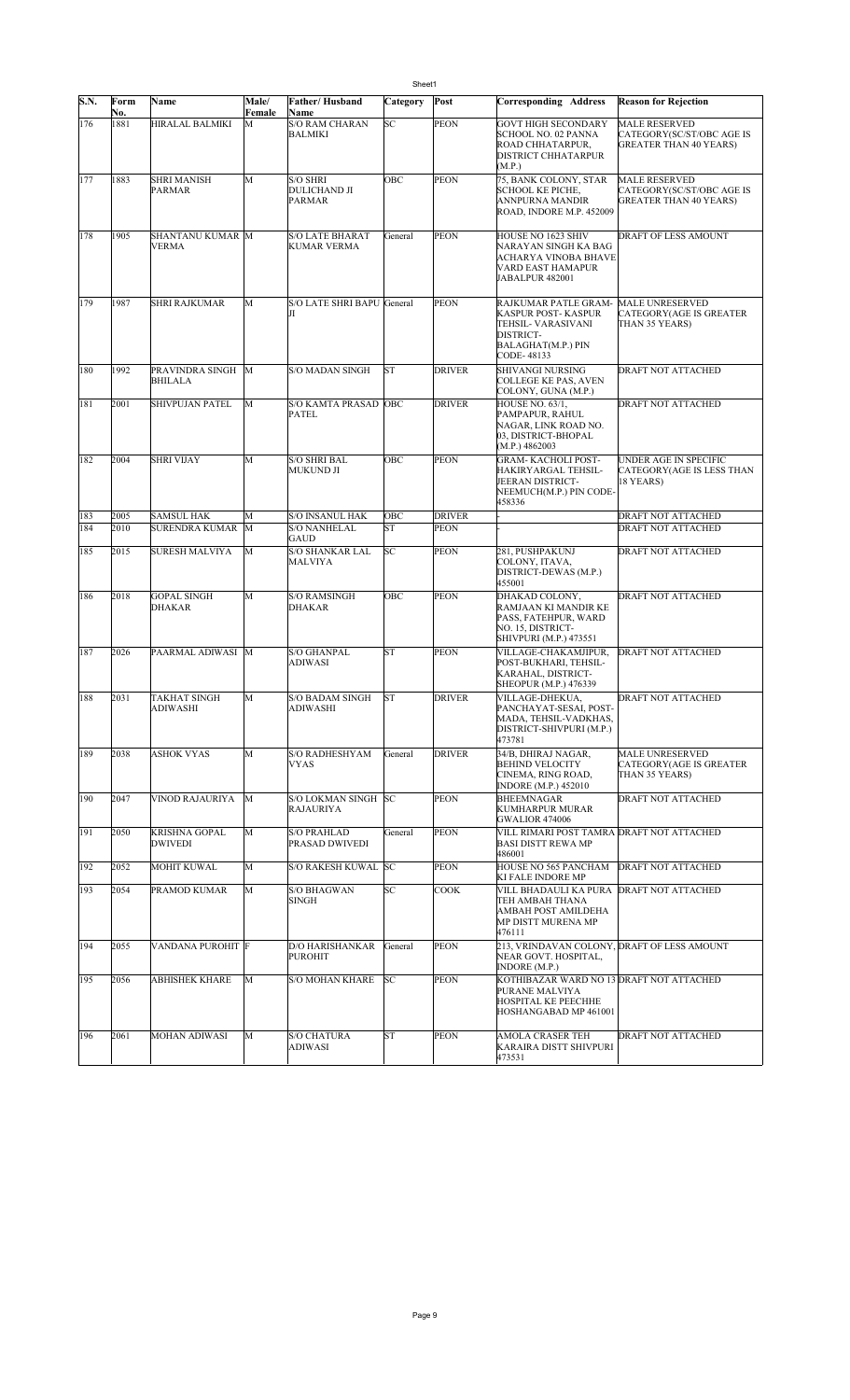| S.N. | Form No. | Name | Male/ Female | Father/ Husband Name | Category | Post | Corresponding Address | Reason for Rejection |
|---|---|---|---|---|---|---|---|---|
| 176 | 1881 | HIRALAL BALMIKI | M | S/O RAM CHARAN BALMIKI | SC | PEON | GOVT HIGH SECONDARY SCHOOL NO. 02 PANNA ROAD CHHATARPUR, DISTRICT CHHATARPUR (M.P.) | MALE RESERVED CATEGORY(SC/ST/OBC AGE IS GREATER THAN 40 YEARS) |
| 177 | 1883 | SHRI MANISH PARMAR | M | S/O SHRI DULICHAND JI PARMAR | OBC | PEON | 75, BANK COLONY, STAR SCHOOL KE PICHE, ANNPURNA MANDIR ROAD, INDORE M.P. 452009 | MALE RESERVED CATEGORY(SC/ST/OBC AGE IS GREATER THAN 40 YEARS) |
| 178 | 1905 | SHANTANU KUMAR VERMA | M | S/O LATE BHARAT KUMAR VERMA | General | PEON | HOUSE NO 1623 SHIV NARAYAN SINGH KA BAG ACHARYA VINOBA BHAVE VARD EAST HAMAPUR JABALPUR 482001 | DRAFT OF LESS AMOUNT |
| 179 | 1987 | SHRI RAJKUMAR | M | S/O LATE SHRI BAPU JI | General | PEON | RAJKUMAR PATLE GRAM-KASPUR POST- KASPUR TEHSIL- VARASIVANI DISTRICT-BALAGHAT(M.P.) PIN CODE- 48133 | MALE UNRESERVED CATEGORY(AGE IS GREATER THAN 35 YEARS) |
| 180 | 1992 | PRAVINDRA SINGH BHILALA | M | S/O MADAN SINGH | ST | DRIVER | SHIVANGI NURSING COLLEGE KE PAS, AVEN COLONY, GUNA (M.P.) | DRAFT NOT ATTACHED |
| 181 | 2001 | SHIVPUJAN PATEL | M | S/O KAMTA PRASAD PATEL | OBC | DRIVER | HOUSE NO. 63/1, PAMPAPUR, RAHUL NAGAR, LINK ROAD NO. 03, DISTRICT-BHOPAL (M.P.) 4862003 | DRAFT NOT ATTACHED |
| 182 | 2004 | SHRI VIJAY | M | S/O SHRI BAL MUKUND JI | OBC | PEON | GRAM- KACHOLI POST-HAKIRYARGAL TEHSIL-JEERAN DISTRICT-NEEMUCH(M.P.) PIN CODE-458336 | UNDER AGE IN SPECIFIC CATEGORY(AGE IS LESS THAN 18 YEARS) |
| 183 | 2005 | SAMSUL HAK | M | S/O INSANUL HAK | OBC | DRIVER | - | DRAFT NOT ATTACHED |
| 184 | 2010 | SURENDRA KUMAR | M | S/O NANHELAL GAUD | ST | PEON | - | DRAFT NOT ATTACHED |
| 185 | 2015 | SURESH MALVIYA | M | S/O SHANKAR LAL MALVIYA | SC | PEON | 281, PUSHPAKUNJ COLONY, ITAVA, DISTRICT-DEWAS (M.P.) 455001 | DRAFT NOT ATTACHED |
| 186 | 2018 | GOPAL SINGH DHAKAR | M | S/O RAMSINGH DHAKAR | OBC | PEON | DHAKAD COLONY, RAMJAAN KI MANDIR KE PASS, FATEHPUR, WARD NO. 15, DISTRICT-SHIVPURI (M.P.) 473551 | DRAFT NOT ATTACHED |
| 187 | 2026 | PAARMAL ADIWASI | M | S/O GHANPAL ADIWASI | ST | PEON | VILLAGE-CHAKAMJIPUR, POST-BUKHARI, TEHSIL-KARAHAL, DISTRICT-SHEOPUR (M.P.) 476339 | DRAFT NOT ATTACHED |
| 188 | 2031 | TAKHAT SINGH ADIWASHI | M | S/O BADAM SINGH ADIWASHI | ST | DRIVER | VILLAGE-DHEKUA, PANCHAYAT-SESAI, POST-MADA, TEHSIL-VADKHAS, DISTRICT-SHIVPURI (M.P.) 473781 | DRAFT NOT ATTACHED |
| 189 | 2038 | ASHOK VYAS | M | S/O RADHESHYAM VYAS | General | DRIVER | 34/B, DHIRAJ NAGAR, BEHIND VELOCITY CINEMA, RING ROAD, INDORE (M.P.) 452010 | MALE UNRESERVED CATEGORY(AGE IS GREATER THAN 35 YEARS) |
| 190 | 2047 | VINOD RAJAURIYA | M | S/O LOKMAN SINGH RAJAURIYA | SC | PEON | BHEEMNAGAR KUMHARPUR MURAR GWALIOR 474006 | DRAFT NOT ATTACHED |
| 191 | 2050 | KRISHNA GOPAL DWIVEDI | M | S/O PRAHLAD PRASAD DWIVEDI | General | PEON | VILL RIMARI POST TAMRA BASI DISTT REWA MP 486001 | DRAFT NOT ATTACHED |
| 192 | 2052 | MOHIT KUWAL | M | S/O RAKESH KUWAL | SC | PEON | HOUSE NO 565 PANCHAM KI FALE INDORE MP | DRAFT NOT ATTACHED |
| 193 | 2054 | PRAMOD KUMAR | M | S/O BHAGWAN SINGH | SC | COOK | VILL BHADAULI KA PURA TEH AMBAH THANA AMBAH POST AMILDEHA MP DISTT MURENA MP 476111 | DRAFT NOT ATTACHED |
| 194 | 2055 | VANDANA PUROHIT | F | D/O HARISHANKAR PUROHIT | General | PEON | 213, VRINDAVAN COLONY, NEAR GOVT. HOSPITAL, INDORE (M.P.) | DRAFT OF LESS AMOUNT |
| 195 | 2056 | ABHISHEK KHARE | M | S/O MOHAN KHARE | SC | PEON | KOTHIBAZAR WARD NO 13 PURANE MALVIYA HOSPITAL KE PEECHHE HOSHANGABAD MP 461001 | DRAFT NOT ATTACHED |
| 196 | 2061 | MOHAN ADIWASI | M | S/O CHATURA ADIWASI | ST | PEON | AMOLA CRASER TEH KARAIRA DISTT SHIVPURI 473531 | DRAFT NOT ATTACHED |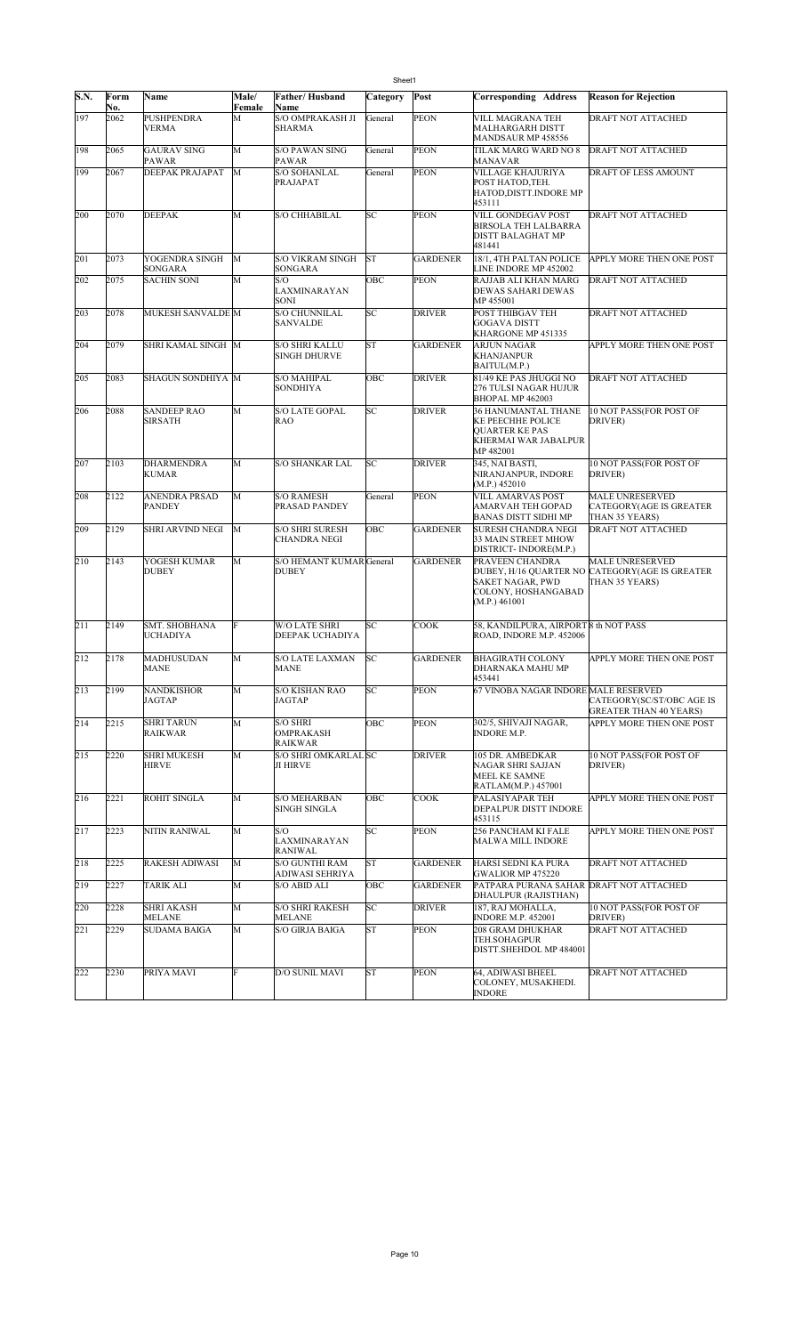| S.N. | Form No. | Name | Male/ Female | Father/ Husband Name | Category | Post | Corresponding Address | Reason for Rejection |
|---|---|---|---|---|---|---|---|---|
| 197 | 2062 | PUSHPENDRA VERMA | M | S/O OMPRAKASH JI SHARMA | General | PEON | VILL MAGRANA TEH MALHARGARH DISTT MANDSAUR MP 458556 | DRAFT NOT ATTACHED |
| 198 | 2065 | GAURAV SING PAWAR | M | S/O PAWAN SING PAWAR | General | PEON | TILAK MARG WARD NO 8 MANAVAR | DRAFT NOT ATTACHED |
| 199 | 2067 | DEEPAK PRAJAPAT | M | S/O SOHANLAL PRAJAPAT | General | PEON | VILLAGE KHAJURIYA POST HATOD,TEH. HATOD,DISTT.INDORE MP 453111 | DRAFT OF LESS AMOUNT |
| 200 | 2070 | DEEPAK | M | S/O CHHABILAL | SC | PEON | VILL GONDEGAV POST BIRSOLA TEH LALBARRA DISTT BALAGHAT MP 481441 | DRAFT NOT ATTACHED |
| 201 | 2073 | YOGENDRA SINGH SONGARA | M | S/O VIKRAM SINGH SONGARA | ST | GARDENER | 18/1, 4TH PALTAN POLICE LINE INDORE MP 452002 | APPLY MORE THEN ONE POST |
| 202 | 2075 | SACHIN SONI | M | S/O LAXMINARAYAN SONI | OBC | PEON | RAJJAB ALI KHAN MARG DEWAS SAHARI DEWAS MP 455001 | DRAFT NOT ATTACHED |
| 203 | 2078 | MUKESH SANVALDE | M | S/O CHUNNILAL SANVALDE | SC | DRIVER | POST THIBGAV TEH GOGAVA DISTT KHARGONE MP 451335 | DRAFT NOT ATTACHED |
| 204 | 2079 | SHRI KAMAL SINGH | M | S/O SHRI KALLU SINGH DHURVE | ST | GARDENER | ARJUN NAGAR KHANJANPUR BAITUL(M.P.) | APPLY MORE THEN ONE POST |
| 205 | 2083 | SHAGUN SONDHIYA | M | S/O MAHIPAL SONDHIYA | OBC | DRIVER | 81/49 KE PAS JHUGGI NO 276 TULSI NAGAR HUJUR BHOPAL MP 462003 | DRAFT NOT ATTACHED |
| 206 | 2088 | SANDEEP RAO SIRSATH | M | S/O LATE GOPAL RAO | SC | DRIVER | 36 HANUMANTAL THANE KE PEECHHE POLICE QUARTER KE PAS KHERMAI WAR JABALPUR MP 482001 | 10 NOT PASS(FOR POST OF DRIVER) |
| 207 | 2103 | DHARMENDRA KUMAR | M | S/O SHANKAR LAL | SC | DRIVER | 345, NAI BASTI, NIRANJANPUR, INDORE (M.P.) 452010 | 10 NOT PASS(FOR POST OF DRIVER) |
| 208 | 2122 | ANENDRA PRSAD PANDEY | M | S/O RAMESH PRASAD PANDEY | General | PEON | VILL AMARVAS POST AMARVAH TEH GOPAD BANAS DISTT SIDHI MP | MALE UNRESERVED CATEGORY(AGE IS GREATER THAN 35 YEARS) |
| 209 | 2129 | SHRI ARVIND NEGI | M | S/O SHRI SURESH CHANDRA NEGI | OBC | GARDENER | SURESH CHANDRA NEGI 33 MAIN STREET MHOW DISTRICT- INDORE(M.P.) | DRAFT NOT ATTACHED |
| 210 | 2143 | YOGESH KUMAR DUBEY | M | S/O HEMANT KUMAR DUBEY | General | GARDENER | PRAVEEN CHANDRA DUBEY, H/16 QUARTER NO SAKET NAGAR, PWD COLONY, HOSHANGABAD (M.P.) 461001 | MALE UNRESERVED CATEGORY(AGE IS GREATER THAN 35 YEARS) |
| 211 | 2149 | SMT. SHOBHANA UCHADIYA | F | W/O LATE SHRI DEEPAK UCHADIYA | SC | COOK | 58, KANDILPURA, AIRPORT ROAD, INDORE M.P. 452006 | 8 th NOT PASS |
| 212 | 2178 | MADHUSUDAN MANE | M | S/O LATE LAXMAN MANE | SC | GARDENER | BHAGIRATH COLONY DHARNAKA MAHU MP 453441 | APPLY MORE THEN ONE POST |
| 213 | 2199 | NANDKISHOR JAGTAP | M | S/O KISHAN RAO JAGTAP | SC | PEON | 67 VINOBA NAGAR INDORE | MALE RESERVED CATEGORY(SC/ST/OBC AGE IS GREATER THAN 40 YEARS) |
| 214 | 2215 | SHRI TARUN RAIKWAR | M | S/O SHRI OMPRAKASH RAIKWAR | OBC | PEON | 302/5, SHIVAJI NAGAR, INDORE M.P. | APPLY MORE THEN ONE POST |
| 215 | 2220 | SHRI MUKESH HIRVE | M | S/O SHRI OMKARLAL JI HIRVE | SC | DRIVER | 105 DR. AMBEDKAR NAGAR SHRI SAJJAN MEEL KE SAMNE RATLAM(M.P.) 457001 | 10 NOT PASS(FOR POST OF DRIVER) |
| 216 | 2221 | ROHIT SINGLA | M | S/O MEHARBAN SINGH SINGLA | OBC | COOK | PALASIYAPAR TEH DEPALPUR DISTT INDORE 453115 | APPLY MORE THEN ONE POST |
| 217 | 2223 | NITIN RANIWAL | M | S/O LAXMINARAYAN RANIWAL | SC | PEON | 256 PANCHAM KI FALE MALWA MILL INDORE | APPLY MORE THEN ONE POST |
| 218 | 2225 | RAKESH ADIWASI | M | S/O GUNTHI RAM ADIWASI SEHRIYA | ST | GARDENER | HARSI SEDNI KA PURA GWALIOR MP 475220 | DRAFT NOT ATTACHED |
| 219 | 2227 | TARIK ALI | M | S/O ABID ALI | OBC | GARDENER | PATPARA PURANA SAHAR DHAULPUR (RAJISTHAN) | DRAFT NOT ATTACHED |
| 220 | 2228 | SHRI AKASH MELANE | M | S/O SHRI RAKESH MELANE | SC | DRIVER | 187, RAJ MOHALLA, INDORE M.P. 452001 | 10 NOT PASS(FOR POST OF DRIVER) |
| 221 | 2229 | SUDAMA BAIGA | M | S/O GIRJA BAIGA | ST | PEON | 208 GRAM DHUKHAR TEH.SOHAGPUR DISTT.SHEHDOL MP 484001 | DRAFT NOT ATTACHED |
| 222 | 2230 | PRIYA MAVI | F | D/O SUNIL MAVI | ST | PEON | 64, ADIWASI BHEEL COLONEY, MUSAKHEDI. INDORE | DRAFT NOT ATTACHED |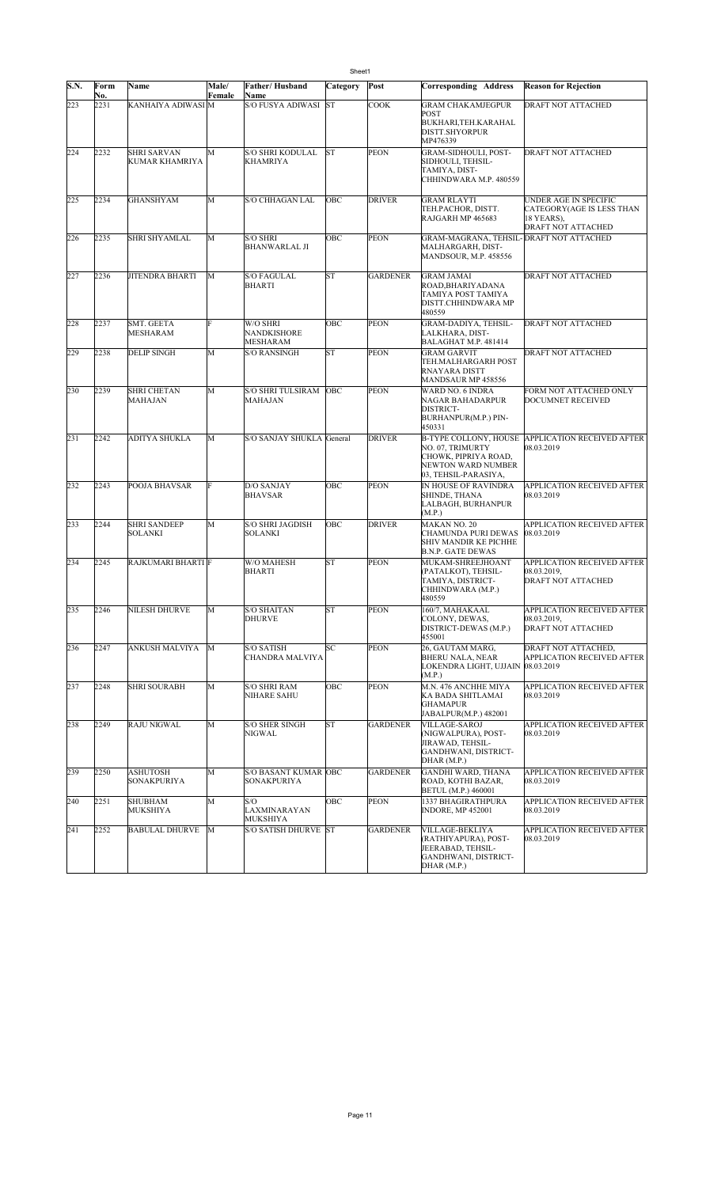| S.N. | Form No. | Name | Male/ Female | Father/ Husband Name | Category | Post | Corresponding Address | Reason for Rejection |
|---|---|---|---|---|---|---|---|---|
| 223 | 2231 | KANHAIYA ADIWASI | M | S/O FUSYA ADIWASI | ST | COOK | GRAM CHAKAMJEGPUR POST BUKHARI,TEH.KARAHAL DISTT.SHYORPUR MP476339 | DRAFT NOT ATTACHED |
| 224 | 2232 | SHRI SARVAN KUMAR KHAMRIYA | M | S/O SHRI KODULAL KHAMRIYA | ST | PEON | GRAM-SIDHOULI, POST-SIDHOULI, TEHSIL-TAMIYA, DIST-CHHINDWARA M.P. 480559 | DRAFT NOT ATTACHED |
| 225 | 2234 | GHANSHYAM | M | S/O CHHAGAN LAL | OBC | DRIVER | GRAM RLAYTI TEH.PACHOR, DISTT. RAJGARH MP 465683 | UNDER AGE IN SPECIFIC CATEGORY(AGE IS LESS THAN 18 YEARS), DRAFT NOT ATTACHED |
| 226 | 2235 | SHRI SHYAMLAL | M | S/O SHRI BHANWARLAL JI | OBC | PEON | GRAM-MAGRANA, TEHSIL-MALHARGARH, DIST-MANDSOUR, M.P. 458556 | DRAFT NOT ATTACHED |
| 227 | 2236 | JITENDRA BHARTI | M | S/O FAGULAL BHARTI | ST | GARDENER | GRAM JAMAI ROAD,BHARIYADANA TAMIYA POST TAMIYA DISTT.CHHINDWARA MP 480559 | DRAFT NOT ATTACHED |
| 228 | 2237 | SMT. GEETA MESHARAM | F | W/O SHRI NANDKISHORE MESHARAM | OBC | PEON | GRAM-DADIYA, TEHSIL-LALKHARA, DIST-BALAGHAT M.P. 481414 | DRAFT NOT ATTACHED |
| 229 | 2238 | DELIP SINGH | M | S/O RANSINGH | ST | PEON | GRAM GARVIT TEH.MALHARGARH POST RNAYARA DISTT MANDSAUR MP 458556 | DRAFT NOT ATTACHED |
| 230 | 2239 | SHRI CHETAN MAHAJAN | M | S/O SHRI TULSIRAM MAHAJAN | OBC | PEON | WARD NO. 6 INDRA NAGAR BAHADARPUR DISTRICT-BURHANPUR(M.P.) PIN-450331 | FORM NOT ATTACHED ONLY DOCUMNET RECEIVED |
| 231 | 2242 | ADITYA SHUKLA | M | S/O SANJAY SHUKLA | General | DRIVER | B-TYPE COLLONY, HOUSE NO. 07, TRIMURTY CHOWK, PIPRIYA ROAD, NEWTON WARD NUMBER 03, TEHSIL-PARASIYA, | APPLICATION RECEIVED AFTER 08.03.2019 |
| 232 | 2243 | POOJA BHAVSAR | F | D/O SANJAY BHAVSAR | OBC | PEON | IN HOUSE OF RAVINDRA SHINDE, THANA LALBAGH, BURHANPUR (M.P.) | APPLICATION RECEIVED AFTER 08.03.2019 |
| 233 | 2244 | SHRI SANDEEP SOLANKI | M | S/O SHRI JAGDISH SOLANKI | OBC | DRIVER | MAKAN NO. 20 CHAMUNDA PURI DEWAS SHIV MANDIR KE PICHHE B.N.P. GATE DEWAS | APPLICATION RECEIVED AFTER 08.03.2019 |
| 234 | 2245 | RAJKUMARI BHARTI | F | W/O MAHESH BHARTI | ST | PEON | MUKAM-SHREEJHOANT (PATALKOT), TEHSIL-TAMIYA, DISTRICT-CHHINDWARA (M.P.) 480559 | APPLICATION RECEIVED AFTER 08.03.2019, DRAFT NOT ATTACHED |
| 235 | 2246 | NILESH DHURVE | M | S/O SHAITAN DHURVE | ST | PEON | 160/7, MAHAKAAL COLONY, DEWAS, DISTRICT-DEWAS (M.P.) 455001 | APPLICATION RECEIVED AFTER 08.03.2019, DRAFT NOT ATTACHED |
| 236 | 2247 | ANKUSH MALVIYA | M | S/O SATISH CHANDRA MALVIYA | SC | PEON | 26, GAUTAM MARG, BHERU NALA, NEAR LOKENDRA LIGHT, UJJAIN (M.P.) | DRAFT NOT ATTACHED, APPLICATION RECEIVED AFTER 08.03.2019 |
| 237 | 2248 | SHRI SOURABH | M | S/O SHRI RAM NIHARE SAHU | OBC | PEON | M.N. 476 ANCHHE MIYA KA BADA SHITLAMAI GHAMAPUR JABALPUR(M.P.) 482001 | APPLICATION RECEIVED AFTER 08.03.2019 |
| 238 | 2249 | RAJU NIGWAL | M | S/O SHER SINGH NIGWAL | ST | GARDENER | VILLAGE-SAROJ (NIGWALPURA), POST-JIRAWAD, TEHSIL-GANDHWANI, DISTRICT-DHAR (M.P.) | APPLICATION RECEIVED AFTER 08.03.2019 |
| 239 | 2250 | ASHUTOSH SONAKPURIYA | M | S/O BASANT KUMAR SONAKPURIYA | OBC | GARDENER | GANDHI WARD, THANA ROAD, KOTHI BAZAR, BETUL (M.P.) 460001 | APPLICATION RECEIVED AFTER 08.03.2019 |
| 240 | 2251 | SHUBHAM MUKSHIYA | M | S/O LAXMINARAYAN MUKSHIYA | OBC | PEON | 1337 BHAGIRATHPURA INDORE, MP 452001 | APPLICATION RECEIVED AFTER 08.03.2019 |
| 241 | 2252 | BABULAL DHURVE | M | S/O SATISH DHURVE | ST | GARDENER | VILLAGE-BEKLIYA (RATHIYAPURA), POST-JEERABAD, TEHSIL-GANDHWANI, DISTRICT-DHAR (M.P.) | APPLICATION RECEIVED AFTER 08.03.2019 |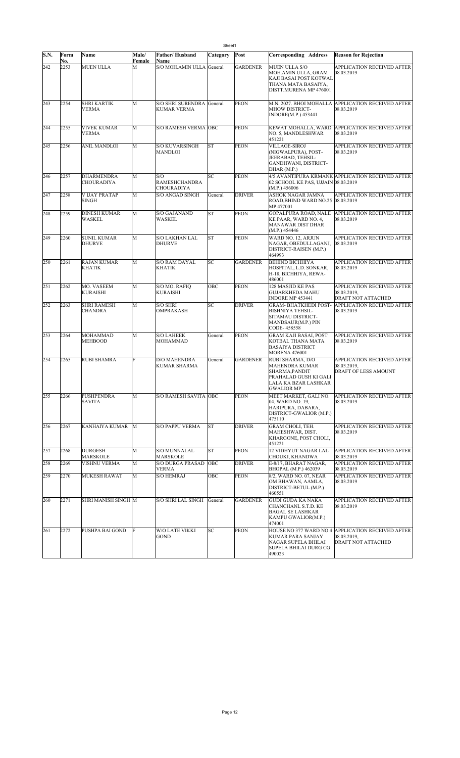| S.N. | Form No. | Name | Male/ Female | Father/ Husband Name | Category | Post | Corresponding Address | Reason for Rejection |
|---|---|---|---|---|---|---|---|---|
| 242 | 2253 | MUEN ULLA | M | S/O MOH.AMIN ULLA | General | GARDENER | MUEN ULLA S/O MOH.AMIN ULLA, GRAM KAJI BASAI POST KOTWAL THANA MATA BASAIYA, DISTT.MURENA MP 476001 | APPLICATION RECEIVED AFTER 08.03.2019 |
| 243 | 2254 | SHRI KARTIK VERMA | M | S/O SHRI SURENDRA KUMAR VERMA | General | PEON | M.N. 2027. BHOI MOHALLA MHOW DISTRICT-INDORE(M.P.) 453441 | APPLICATION RECEIVED AFTER 08.03.2019 |
| 244 | 2255 | VIVEK KUMAR VERMA | M | S/O RAMESH VERMA | OBC | PEON | KEWAT MOHALLA, WARD NO. 5, MANDLESHWAR 451221 | APPLICATION RECEIVED AFTER 08.03.2019 |
| 245 | 2256 | ANIL MANDLOI | M | S/O KUVARSINGH MANDLOI | ST | PEON | VILLAGE-SIROJ (NIGWALPURA), POST-JEERABAD, TEHSIL-GANDHWANI, DISTRICT-DHAR (M.P.) | APPLICATION RECEIVED AFTER 08.03.2019 |
| 246 | 2257 | DHARMENDRA CHOURADIYA | M | S/O RAMESHCHANDRA CHOURADIYA | SC | PEON | 4/5 AVANTIPURA KRMANK 02 SCHOOL KE PAS, UJJAIN (M.P.) 456006 | APPLICATION RECEIVED AFTER 08.03.2019 |
| 247 | 2258 | V IJAY PRATAP SINGH | M | S/O ANGAD SINGH | General | DRIVER | ASHOK NAGAR JAMNA ROAD,BHIND WARD NO.25 MP 477001 | APPLICATION RECEIVED AFTER 08.03.2019 |
| 248 | 2259 | DINESH KUMAR WASKEL | M | S/O GAJANAND WASKEL | ST | PEON | GOPALPURA ROAD, NALE KE PAAR, WARD NO. 4, MANAWAR DIST DHAR (M.P.) 454446 | APPLICATION RECEIVED AFTER 08.03.2019 |
| 249 | 2260 | SUNIL KUMAR DHURVE | M | S/O LAKHAN LAL DHURVE | ST | PEON | WARD NO. 12, ARJUN NAGAR, OBEDULLAGANJ, DISTRICT-RAISEN (M.P.) 464993 | APPLICATION RECEIVED AFTER 08.03.2019 |
| 250 | 2261 | RAJAN KUMAR KHATIK | M | S/O RAM DAYAL KHATIK | SC | GARDENER | BEHIND BICHHIYA HOSPITAL, L.D. SONKAR, H-18, BICHHIYA, REWA-486001 | APPLICATION RECEIVED AFTER 08.03.2019 |
| 251 | 2262 | MO. VASEEM KURAISHI | M | S/O MO. RAFIQ KURAISHI | OBC | PEON | 128 MASJID KE PAS GUJARKHEDA MAHU INDORE MP 453441 | APPLICATION RECEIVED AFTER 08.03.2019, DRAFT NOT ATTACHED |
| 252 | 2263 | SHRI RAMESH CHANDRA | M | S/O SHRI OMPRAKASH | SC | DRIVER | GRAM- BHATKHEDI POST-BISHNIYA TEHSIL-SITAMAU DISTRICT-MANDSAUR(M.P.) PIN CODE- 458558 | APPLICATION RECEIVED AFTER 08.03.2019 |
| 253 | 2264 | MOHAMMAD MEHBOOD | M | S/O LAHEEK MOHAMMAD | General | PEON | GRAM KAJI BASAI, POST KOTBAL THANA MATA BASAIYA DISTRICT MORENA 476001 | APPLICATION RECEIVED AFTER 08.03.2019 |
| 254 | 2265 | RUBI SHAMRA | F | D/O MAHENDRA KUMAR SHARMA | General | GARDENER | RUBI SHARMA, D/O MAHENDRA KUMAR SHARMA,PANDIT PRAHALAD GUSH KI GALI LALA KA BZAR LASHKAR GWALIOR MP | APPLICATION RECEIVED AFTER 08.03.2019, DRAFT OF LESS AMOUNT |
| 255 | 2266 | PUSHPENDRA SAVITA | M | S/O RAMESH SAVITA | OBC | PEON | MEET MARKET, GALI NO. 04, WARD NO. 19, HARIPURA, DABARA, DISTRICT-GWALIOR (M.P.) 475110 | APPLICATION RECEIVED AFTER 08.03.2019 |
| 256 | 2267 | KANHAIYA KUMAR | M | S/O PAPPU VERMA | ST | DRIVER | GRAM CHOLI, TEH. MAHESHWAR, DIST. KHARGONE, POST CHOLI, 451221 | APPLICATION RECEIVED AFTER 08.03.2019 |
| 257 | 2268 | DURGESH MARSKOLE | M | S/O MUNNALAL MARSKOLE | ST | PEON | 12 VIDHYUT NAGAR LAL CHOUKI, KHANDWA | APPLICATION RECEIVED AFTER 08.03.2019 |
| 258 | 2269 | VISHNU VERMA | M | S/O DURGA PRASAD VERMA | OBC | DRIVER | E-8/17, BHARAT NAGAR, BHOPAL (M.P.) 462039 | APPLICATION RECEIVED AFTER 08.03.2019 |
| 259 | 2270 | MUKESH RAWAT | M | S/O HEMRAJ | OBC | PEON | 8/2, WARD NO. 07, NEAR OM BHAWAN, AAMLA, DISTRICT-BETUL (M.P.) 460551 | APPLICATION RECEIVED AFTER 08.03.2019 |
| 260 | 2271 | SHRI MANISH SINGH | M | S/O SHRI LAL SINGH | General | GARDENER | GUDI GUDA KA NAKA CHANCHANL S.T.D. KE BAGAL SE LASHKAR KAMPU GWALIOR(M.P.) 474001 | APPLICATION RECEIVED AFTER 08.03.2019 |
| 261 | 2272 | PUSHPA BAI GOND | F | W/O LATE VIKKI GOND | SC | PEON | HOUSE NO 377 WARD NO 4 KUMAR PARA SANJAY NAGAR SUPELA BHILAI SUPELA BHILAI DURG CG 490023 | APPLICATION RECEIVED AFTER 08.03.2019, DRAFT NOT ATTACHED |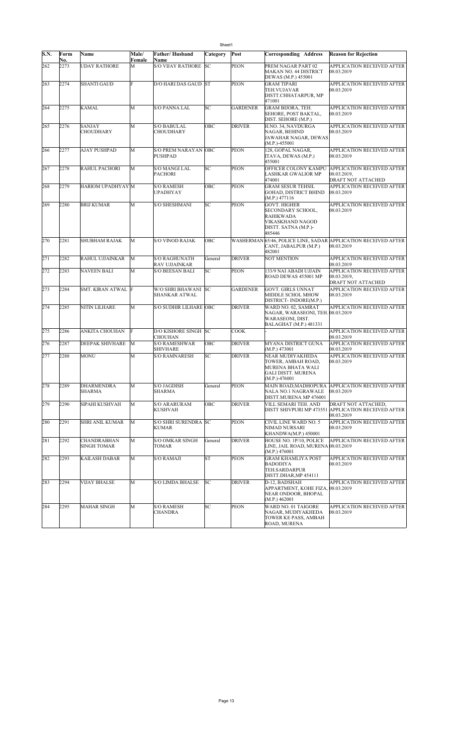| S.N. | Form No. | Name | Male/ Female | Father/ Husband Name | Category | Post | Corresponding Address | Reason for Rejection |
|---|---|---|---|---|---|---|---|---|
| 262 | 2273 | UDAY RATHORE | M | S/O VIJAY RATHORE | SC | PEON | PREM NAGAR PART 02 MAKAN NO. 44 DISTRICT DEWAS (M.P.) 455001 | APPLICATION RECEIVED AFTER 08.03.2019 |
| 263 | 2274 | SHANTI GAUD | F | D/O HARI DAS GAUD | ST | PEON | GRAM TIPARI TEH.VIJAVAR DISTT.CHHATARPUR, MP 471001 | APPLICATION RECEIVED AFTER 08.03.2019 |
| 264 | 2275 | KAMAL | M | S/O PANNA LAL | SC | GARDENER | GRAM BIJORA, TEH. SEHORE, POST BAKTAL, DIST. SEHORE (M.P.) | APPLICATION RECEIVED AFTER 08.03.2019 |
| 265 | 2276 | SANJAY CHOUDHARY | M | S/O BABULAL CHOUDHARY | OBC | DRIVER | H.NO. 34, NAVDURGA NAGAR, BEHIND JAWAHAR NAGAR, DEWAS (M.P.)-455001 | APPLICATION RECEIVED AFTER 08.03.2019 |
| 266 | 2277 | AJAY PUSHPAD | M | S/O PREM NARAYAN PUSHPAD | OBC | PEON | 128, GOPAL NAGAR, ITAVA, DEWAS (M.P.) 455001 | APPLICATION RECEIVED AFTER 08.03.2019 |
| 267 | 2278 | RAHUL PACHORI | M | S/O MANGI LAL PACHORI | SC | PEON | OFFICER COLONY KAMPU LASHKAR GWALIOR MP 474001 | APPLICATION RECEIVED AFTER 08.03.2019, DRAFT NOT ATTACHED |
| 268 | 2279 | HARIOM UPADHYAY | M | S/O RAMESH UPADHYAY | OBC | PEON | GRAM SESUR TEHSIL GOHAD, DISTRICT BHIND (M.P.) 477116 | APPLICATION RECEIVED AFTER 08.03.2019 |
| 269 | 2280 | BRIJ KUMAR | M | S/O SHESHMANI | SC | PEON | GOVT. HIGHER SECONDARY SCHOOL, RAHIKWADA VIKASKHAND NAGOD DISTT. SATNA (M.P.)-485446 | APPLICATION RECEIVED AFTER 08.03.2019 |
| 270 | 2281 | SHUBHAM RAJAK | M | S/O VINOD RAJAK | OBC | WASHERMAN | 65/46, POLICE LINE, SADAR CANT, JABALPUR (M.P.) 482001 | APPLICATION RECEIVED AFTER 08.03.2019 |
| 271 | 2282 | RAHUL UJJAINKAR | M | S/O RAGHUNATH RAV UJJAINKAR | General | DRIVER | NOT MENTION | APPLICATION RECEIVED AFTER 08.03.2019 |
| 272 | 2283 | NAVEEN BALI | M | S/O BEESAN BALI | SC | PEON | 133/9 NAI ABADI UJJAIN ROAD DEWAS 455001 MP | APPLICATION RECEIVED AFTER 08.03.2019, DRAFT NOT ATTACHED |
| 273 | 2284 | SMT. KIRAN ATWAL | F | W/O SHRI BHAWANI SHANKAR ATWAL | SC | GARDENER | GOVT. GIRLS UNNAT MIDDLE SCHOL MHOW DISTRICT- INDORE(M.P.) | APPLICATION RECEIVED AFTER 08.03.2019 |
| 274 | 2285 | NITIN LILHARE | M | S/O SUDHIR LILHARE | OBC | DRIVER | WARD NO. 02, SAMRAT NAGAR, WARASEONI, TEH. WARASEONI, DIST. BALAGHAT (M.P.) 481331 | APPLICATION RECEIVED AFTER 08.03.2019 |
| 275 | 2286 | ANKITA CHOUHAN | F | D/O KISHORE SINGH CHOUHAN | SC | COOK | - | APPLICATION RECEIVED AFTER 08.03.2019 |
| 276 | 2287 | DEEPAK SHIVHARE | M | S/O RAMESHWAR SHIVHARE | OBC | DRIVER | MYANA DISTRICT GUNA (M.P.) 473001 | APPLICATION RECEIVED AFTER 08.03.2019 |
| 277 | 2288 | MONU | M | S/O RAMNARESH | SC | DRIVER | NEAR MUDIYAKHEDA TOWER, AMBAH ROAD, MURENA BHATA WALI GALI DISTT. MURENA (M.P.)-476001 | APPLICATION RECEIVED AFTER 08.03.2019 |
| 278 | 2289 | DHARMENDRA SHARMA | M | S/O JAGDISH SHARMA | General | PEON | MAIN ROAD,MADHOPURA NALA NO.1 NAGRAWALE DISTT.MURENA MP 476001 | APPLICATION RECEIVED AFTER 08.03.2019 |
| 279 | 2290 | SIPAHI KUSHVAH | M | S/O ARARURAM KUSHVAH | OBC | DRIVER | VILL SEMARI TEH. AND DISTT SHIVPURI MP 473551 | DRAFT NOT ATTACHED, APPLICATION RECEIVED AFTER 08.03.2019 |
| 280 | 2291 | SHRI ANIL KUMAR | M | S/O SHRI SURENDRA KUMAR | SC | PEON | CIVIL LINE WARD NO. 5 NIMAD NURSARI KHANDWA(M.P.) 450001 | APPLICATION RECEIVED AFTER 08.03.2019 |
| 281 | 2292 | CHANDRABHAN SINGH TOMAR | M | S/O OMKAR SINGH TOMAR | General | DRIVER | HOUSE NO. 1P/10, POLICE LINE, JAIL ROAD, MURENA (M.P.) 476001 | APPLICATION RECEIVED AFTER 08.03.2019 |
| 282 | 2293 | KAILASH DABAR | M | S/O RAMAJI | ST | PEON | GRAM KHAMLIYA POST BADODIYA TEH.SARDARPUR DISTT.DHAR,MP 454111 | APPLICATION RECEIVED AFTER 08.03.2019 |
| 283 | 2294 | VIJAY BHALSE | M | S/O LIMDA BHALSE | SC | DRIVER | D-12, BADSHAH APPARTMENT, KOHE FIZA, NEAR ONDOOR, BHOPAL (M.P.) 462001 | APPLICATION RECEIVED AFTER 08.03.2019 |
| 284 | 2295 | MAHAR SINGH | M | S/O RAMESH CHANDRA | SC | PEON | WARD NO. 01 TAIGORE NAGAR, MUDIYAKHEDA TOWER KE PASS, AMBAH ROAD, MURENA | APPLICATION RECEIVED AFTER 08.03.2019 |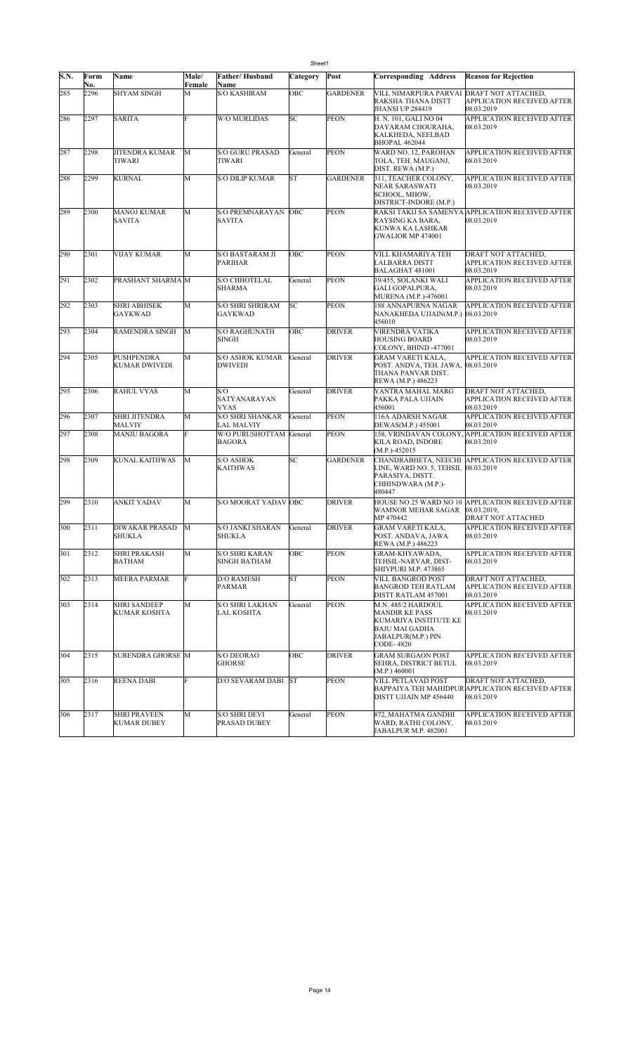| S.N. | Form No. | Name | Male/ Female | Father/ Husband Name | Category | Post | Corresponding Address | Reason for Rejection |
|---|---|---|---|---|---|---|---|---|
| 285 | 2296 | SHYAM SINGH | M | S/O KASHIRAM | OBC | GARDENER | VILL NIMARPURA PARVAI RAKSHA THANA DISTT JHANSI UP 284419 | DRAFT NOT ATTACHED, APPLICATION RECEIVED AFTER 08.03.2019 |
| 286 | 2297 | SARITA | F | W/O MURLIDAS | SC | PEON | H. N. 101, GALI NO 04 DAYARAM CHOURAHA, KALKHEDA, NEELBAD BHOPAL 462044 | APPLICATION RECEIVED AFTER 08.03.2019 |
| 287 | 2298 | JITENDRA KUMAR TIWARI | M | S/O GURU PRASAD TIWARI | General | PEON | WARD NO. 12, PAROHAN TOLA, TEH. MAUGANJ, DIST. REWA (M.P.) | APPLICATION RECEIVED AFTER 08.03.2019 |
| 288 | 2299 | KURNAL | M | S/O DILIP KUMAR | ST | GARDENER | 311, TEACHER COLONY, NEAR SARASWATI SCHOOL, MHOW, DISTRICT-INDORE (M.P.) | APPLICATION RECEIVED AFTER 08.03.2019 |
| 289 | 2300 | MANOJ KUMAR SAVITA | M | S/O PREMNARAYAN SAVITA | OBC | PEON | RAKSI TAKIJ SA SAMENYA RAYSING KA BARA, KUNWA KA LASHKAR GWALIOR MP 474001 | APPLICATION RECEIVED AFTER 08.03.2019 |
| 290 | 2301 | VIJAY KUMAR | M | S/O BASTARAM JI PARIHAR | OBC | PEON | VILL KHAMARIYA TEH LALBARRA DISTT BALAGHAT 481001 | DRAFT NOT ATTACHED, APPLICATION RECEIVED AFTER 08.03.2019 |
| 291 | 2302 | PRASHANT SHARMA | M | S/O CHHOTELAL SHARMA | General | PEON | 39/455, SOLANKI WALI GALI GOPALPURA, MURENA (M.P.)-476001 | APPLICATION RECEIVED AFTER 08.03.2019 |
| 292 | 2303 | SHRI ABHISEK GAYKWAD | M | S/O SHRI SHRIRAM GAYKWAD | SC | PEON | 188 ANNAPURNA NAGAR NANAKHEDA UJJAIN(M.P.) 456010 | APPLICATION RECEIVED AFTER 08.03.2019 |
| 293 | 2304 | RAMENDRA SINGH | M | S/O RAGHUNATH SINGH | OBC | DRIVER | VIRENDRA VATIKA HOUSING BOARD COLONY, BHIND -477001 | APPLICATION RECEIVED AFTER 08.03.2019 |
| 294 | 2305 | PUSHPENDRA KUMAR DWIVEDI | M | S/O ASHOK KUMAR DWIVEDI | General | DRIVER | GRAM VARETI KALA, POST. ANDVA, TEH. JAWA, THANA PANVAR DIST. REWA (M.P.) 486223 | APPLICATION RECEIVED AFTER 08.03.2019 |
| 295 | 2306 | RAHUL VYAS | M | S/O SATYANARAYAN VYAS | General | DRIVER | YANTRA MAHAL MARG PAKKA PALA UJJAIN 456001 | DRAFT NOT ATTACHED, APPLICATION RECEIVED AFTER 08.03.2019 |
| 296 | 2307 | SHRI JITENDRA MALVIY | M | S/O SHRI SHANKAR LAL MALVIY | General | PEON | 116A ADARSH NAGAR DEWAS(M.P.) 455001 | APPLICATION RECEIVED AFTER 08.03.2019 |
| 297 | 2308 | MANJU BAGORA | F | W/O PURUSHOTTAM BAGORA | General | PEON | 158, VRINDAVAN COLONY, KILA ROAD, INDORE (M.P.)-452015 | APPLICATION RECEIVED AFTER 08.03.2019 |
| 298 | 2309 | KUNAL KAITHWAS | M | S/O ASHOK KAITHWAS | SC | GARDENER | CHANDRABHETA, NEECHI LINE, WARD NO. 5, TEHSIL PARASIYA, DISTT. CHHINDWARA (M.P.)-480447 | APPLICATION RECEIVED AFTER 08.03.2019 |
| 299 | 2310 | ANKIT YADAV | M | S/O MOORAT YADAV | OBC | DRIVER | HOUSE NO 25 WARD NO 10 WAMNOR MEHAR SAGAR MP 470442 | APPLICATION RECEIVED AFTER 08.03.2019, DRAFT NOT ATTACHED |
| 300 | 2311 | DIWAKAR PRASAD SHUKLA | M | S/O JANKI SHARAN SHUKLA | General | DRIVER | GRAM VARETI KALA, POST. ANDAVA, JAWA REWA (M.P.) 486223 | APPLICATION RECEIVED AFTER 08.03.2019 |
| 301 | 2312 | SHRI PRAKASH BATHAM | M | S/O SHRI KARAN SINGH BATHAM | OBC | PEON | GRAM-KHYAWADA, TEHSIL-NARVAR, DIST-SHIVPURI M.P. 473865 | APPLICATION RECEIVED AFTER 08.03.2019 |
| 302 | 2313 | MEERA PARMAR | F | D/O RAMESH PARMAR | ST | PEON | VILL BANGROD POST BANGROD TEH RATLAM DISTT RATLAM 457001 | DRAFT NOT ATTACHED, APPLICATION RECEIVED AFTER 08.03.2019 |
| 303 | 2314 | SHRI SANDEEP KUMAR KOSHTA | M | S/O SHRI LAKHAN LAL KOSHTA | General | PEON | M.N. 485/2 HARDOUL MANDIR KE PASS KUMARIYA INSTITUTE KE BAJU MAI GADHA JABALPUR(M.P.) PIN CODE- 4820 | APPLICATION RECEIVED AFTER 08.03.2019 |
| 304 | 2315 | SURENDRA GHORSE | M | S/O DEORAO GHORSE | OBC | DRIVER | GRAM SURGAON POST SEHRA, DISTRICT BETUL (M.P.) 460001 | APPLICATION RECEIVED AFTER 08.03.2019 |
| 305 | 2316 | REENA DABI | F | D/O SEVARAM DABI | ST | PEON | VILL PETLAVAD POST BAPPAIYA TEH MAHIDPUR DISTT UJJAIN MP 456440 | DRAFT NOT ATTACHED, APPLICATION RECEIVED AFTER 08.03.2019 |
| 306 | 2317 | SHRI PRAVEEN KUMAR DUBEY | M | S/O SHRI DEVI PRASAD DUBEY | General | PEON | 872, MAHATMA GANDHI WARD, RATHI COLONY, JABALPUR M.P. 482001 | APPLICATION RECEIVED AFTER 08.03.2019 |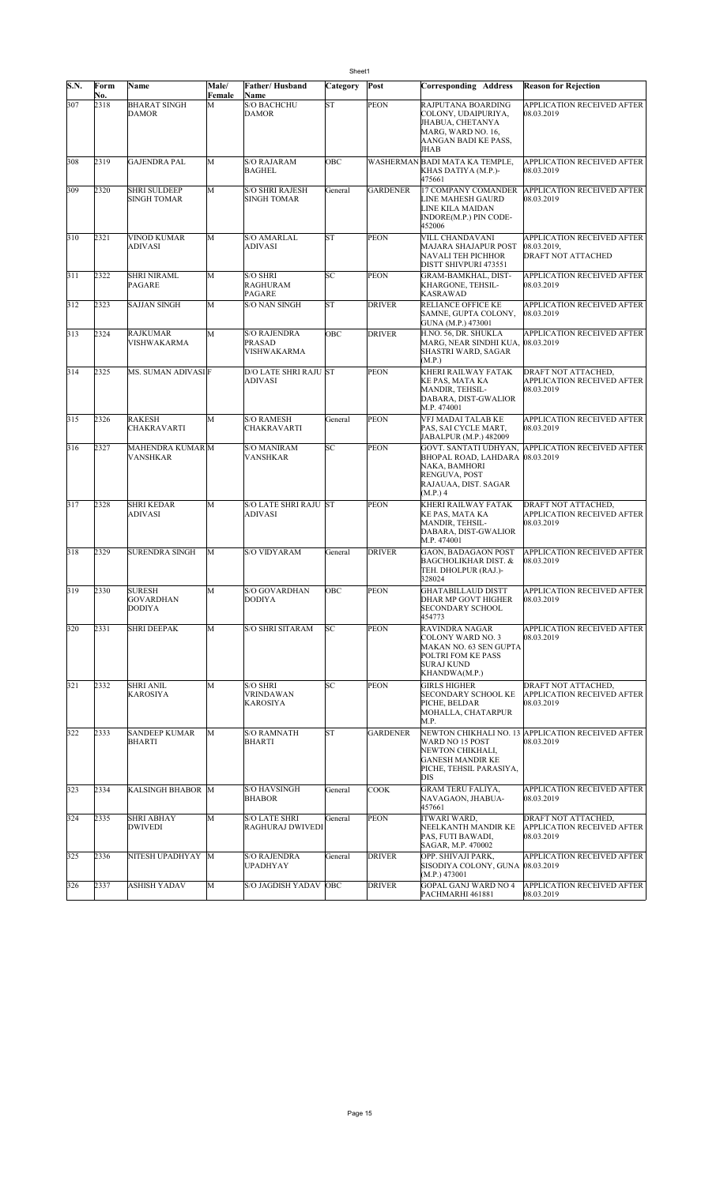| S.N. | Form No. | Name | Male/ Female | Father/ Husband Name | Category | Post | Corresponding Address | Reason for Rejection |
|---|---|---|---|---|---|---|---|---|
| 307 | 2318 | BHARAT SINGH DAMOR | M | S/O BACHCHU DAMOR | ST | PEON | RAJPUTANA BOARDING COLONY, UDAIPURIYA, JHABUA, CHETANYA MARG, WARD NO. 16, AANGAN BADI KE PASS, JHAB | APPLICATION RECEIVED AFTER 08.03.2019 |
| 308 | 2319 | GAJENDRA PAL | M | S/O RAJARAM BAGHEL | OBC | WASHERMAN | BADI MATA KA TEMPLE, KHAS DATIYA (M.P.)- 475661 | APPLICATION RECEIVED AFTER 08.03.2019 |
| 309 | 2320 | SHRI SULDEEP SINGH TOMAR | M | S/O SHRI RAJESH SINGH TOMAR | General | GARDENER | 17 COMPANY COMANDER LINE MAHESH GAURD LINE KILA MAIDAN INDORE(M.P.) PIN CODE- 452006 | APPLICATION RECEIVED AFTER 08.03.2019 |
| 310 | 2321 | VINOD KUMAR ADIVASI | M | S/O AMARLAL ADIVASI | ST | PEON | VILL CHANDAVANI MAJARA SHAJAPUR POST NAVALI TEH PICHHOR DISTT SHIVPURI 473551 | APPLICATION RECEIVED AFTER 08.03.2019, DRAFT NOT ATTACHED |
| 311 | 2322 | SHRI NIRAML PAGARE | M | S/O SHRI RAGHURAM PAGARE | SC | PEON | GRAM-BAMKHAL, DIST- KHARGONE, TEHSIL- KASRAWAD | APPLICATION RECEIVED AFTER 08.03.2019 |
| 312 | 2323 | SAJJAN SINGH | M | S/O NAN SINGH | ST | DRIVER | RELIANCE OFFICE KE SAMNE, GUPTA COLONY, GUNA (M.P.) 473001 | APPLICATION RECEIVED AFTER 08.03.2019 |
| 313 | 2324 | RAJKUMAR VISHWAKARMA | M | S/O RAJENDRA PRASAD VISHWAKARMA | OBC | DRIVER | H.NO. 56, DR. SHUKLA MARG, NEAR SINDHI KUA, SHASTRI WARD, SAGAR (M.P.) | APPLICATION RECEIVED AFTER 08.03.2019 |
| 314 | 2325 | MS. SUMAN ADIVASI | F | D/O LATE SHRI RAJU ADIVASI | ST | PEON | KHERI RAILWAY FATAK KE PAS, MATA KA MANDIR, TEHSIL- DABARA, DIST-GWALIOR M.P. 474001 | DRAFT NOT ATTACHED, APPLICATION RECEIVED AFTER 08.03.2019 |
| 315 | 2326 | RAKESH CHAKRAVARTI | M | S/O RAMESH CHAKRAVARTI | General | PEON | VFJ MADAI TALAB KE PAS, SAI CYCLE MART, JABALPUR (M.P.) 482009 | APPLICATION RECEIVED AFTER 08.03.2019 |
| 316 | 2327 | MAHENDRA KUMAR VANSHKAR | M | S/O MANIRAM VANSHKAR | SC | PEON | GOVT. SANTATI UDHYAN, BHOPAL ROAD, LAHDARA NAKA, BAMHORI RENGUVA, POST RAJAUAA, DIST. SAGAR (M.P.) 4 | APPLICATION RECEIVED AFTER 08.03.2019 |
| 317 | 2328 | SHRI KEDAR ADIVASI | M | S/O LATE SHRI RAJU ADIVASI | ST | PEON | KHERI RAILWAY FATAK KE PAS, MATA KA MANDIR, TEHSIL- DABARA, DIST-GWALIOR M.P. 474001 | DRAFT NOT ATTACHED, APPLICATION RECEIVED AFTER 08.03.2019 |
| 318 | 2329 | SURENDRA SINGH | M | S/O VIDYARAM | General | DRIVER | GAON, BADAGAON POST BAGCHOLIKHAR DIST. & TEH. DHOLPUR (RAJ.)- 328024 | APPLICATION RECEIVED AFTER 08.03.2019 |
| 319 | 2330 | SURESH GOVARDHAN DODIYA | M | S/O GOVARDHAN DODIYA | OBC | PEON | GHATABILLAUD DISTT DHAR MP GOVT HIGHER SECONDARY SCHOOL 454773 | APPLICATION RECEIVED AFTER 08.03.2019 |
| 320 | 2331 | SHRI DEEPAK | M | S/O SHRI SITARAM | SC | PEON | RAVINDRA NAGAR COLONY WARD NO. 3 MAKAN NO. 63 SEN GUPTA POLTRI FOM KE PASS SURAJ KUND KHANDWA(M.P.) | APPLICATION RECEIVED AFTER 08.03.2019 |
| 321 | 2332 | SHRI ANIL KAROSIYA | M | S/O SHRI VRINDAWAN KAROSIYA | SC | PEON | GIRLS HIGHER SECONDARY SCHOOL KE PICHE, BELDAR MOHALLA, CHATARPUR M.P. | DRAFT NOT ATTACHED, APPLICATION RECEIVED AFTER 08.03.2019 |
| 322 | 2333 | SANDEEP KUMAR BHARTI | M | S/O RAMNATH BHARTI | ST | GARDENER | NEWTON CHIKHALI NO. 13 WARD NO 15 POST NEWTON CHIKHALI, GANESH MANDIR KE PICHE, TEHSIL PARASIYA, DIS | APPLICATION RECEIVED AFTER 08.03.2019 |
| 323 | 2334 | KALSINGH BHABOR | M | S/O HAVSINGH BHABOR | General | COOK | GRAM TERU FALIYA, NAVAGAON, JHABUA- 457661 | APPLICATION RECEIVED AFTER 08.03.2019 |
| 324 | 2335 | SHRI ABHAY DWIVEDI | M | S/O LATE SHRI RAGHURAJ DWIVEDI | General | PEON | ITWARI WARD, NEELKANTH MANDIR KE PAS, FUTI BAWADI, SAGAR, M.P. 470002 | DRAFT NOT ATTACHED, APPLICATION RECEIVED AFTER 08.03.2019 |
| 325 | 2336 | NITESH UPADHYAY | M | S/O RAJENDRA UPADHYAY | General | DRIVER | OPP. SHIVAJI PARK, SISODIYA COLONY, GUNA (M.P.) 473001 | APPLICATION RECEIVED AFTER 08.03.2019 |
| 326 | 2337 | ASHISH YADAV | M | S/O JAGDISH YADAV | OBC | DRIVER | GOPAL GANJ WARD NO 4 PACHMARHI 461881 | APPLICATION RECEIVED AFTER 08.03.2019 |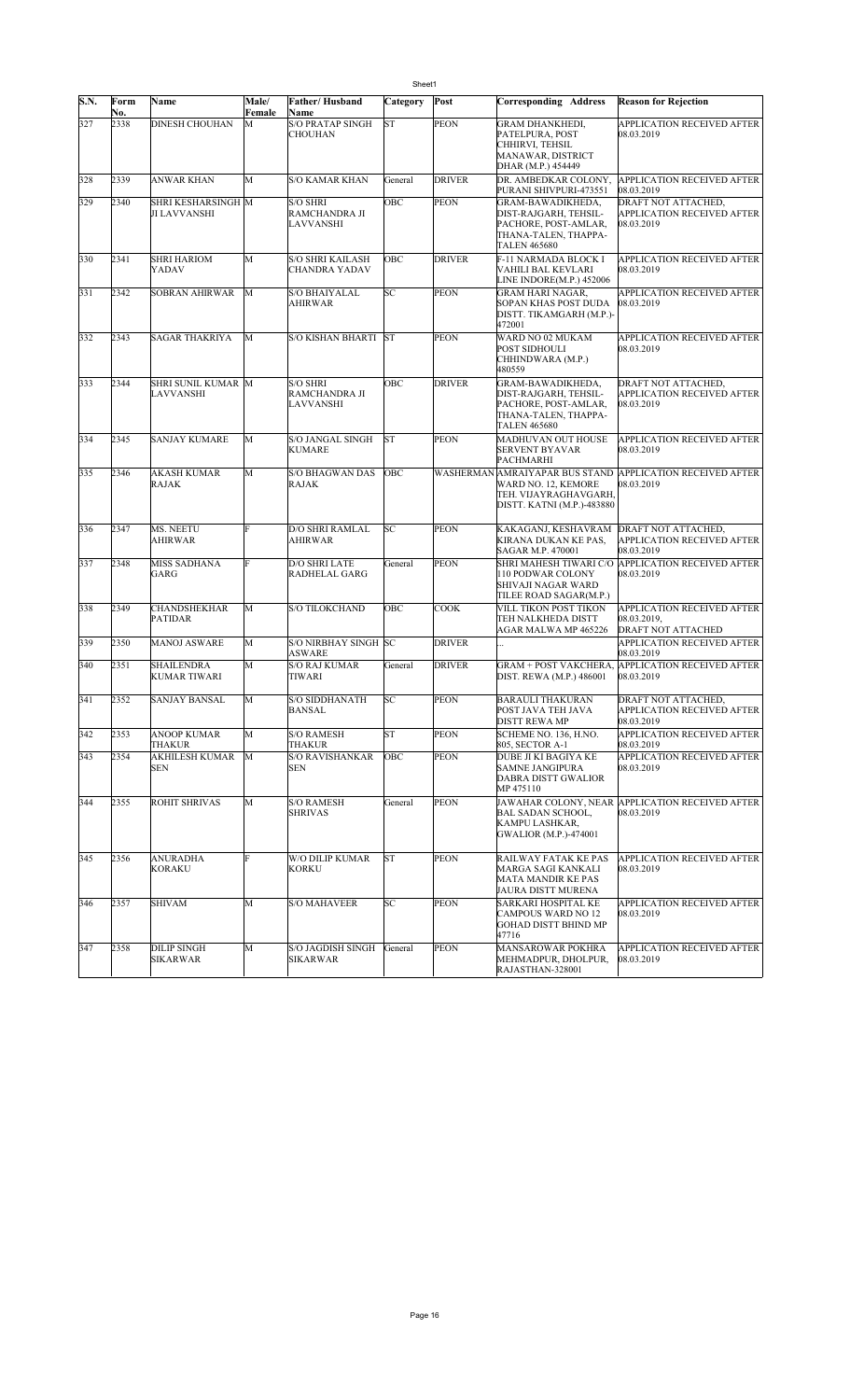| S.N. | Form No. | Name | Male/ Female | Father/ Husband Name | Category | Post | Corresponding Address | Reason for Rejection |
|---|---|---|---|---|---|---|---|---|
| 327 | 2338 | DINESH CHOUHAN | M | S/O PRATAP SINGH CHOUHAN | ST | PEON | GRAM DHANKHEDI, PATELPURA, POST CHHIRVI, TEHSIL MANAWAR, DISTRICT DHAR (M.P.) 454449 | APPLICATION RECEIVED AFTER 08.03.2019 |
| 328 | 2339 | ANWAR KHAN | M | S/O KAMAR KHAN | General | DRIVER | DR. AMBEDKAR COLONY, PURANI SHIVPURI-473551 | APPLICATION RECEIVED AFTER 08.03.2019 |
| 329 | 2340 | SHRI KESHARSINGH JI LAVVANSHI | M | S/O SHRI RAMCHANDRA JI LAVVANSHI | OBC | PEON | GRAM-BAWADIKHEDA, DIST-RAJGARH, TEHSIL-PACHORE, POST-AMLAR, THANA-TALEN, THAPPA-TALEN 465680 | DRAFT NOT ATTACHED, APPLICATION RECEIVED AFTER 08.03.2019 |
| 330 | 2341 | SHRI HARIOM YADAV | M | S/O SHRI KAILASH CHANDRA YADAV | OBC | DRIVER | F-11 NARMADA BLOCK I VAHILI BAL KEVLARI LINE INDORE(M.P.) 452006 | APPLICATION RECEIVED AFTER 08.03.2019 |
| 331 | 2342 | SOBRAN AHIRWAR | M | S/O BHAIYALAL AHIRWAR | SC | PEON | GRAM HARI NAGAR, SOPAN KHAS POST DUDA DISTT. TIKAMGARH (M.P.)-472001 | APPLICATION RECEIVED AFTER 08.03.2019 |
| 332 | 2343 | SAGAR THAKRIYA | M | S/O KISHAN BHARTI | ST | PEON | WARD NO 02 MUKAM POST SIDHOULI CHHINDWARA (M.P.) 480559 | APPLICATION RECEIVED AFTER 08.03.2019 |
| 333 | 2344 | SHRI SUNIL KUMAR LAVVANSHI | M | S/O SHRI RAMCHANDRA JI LAVVANSHI | OBC | DRIVER | GRAM-BAWADIKHEDA, DIST-RAJGARH, TEHSIL-PACHORE, POST-AMLAR, THANA-TALEN, THAPPA-TALEN 465680 | DRAFT NOT ATTACHED, APPLICATION RECEIVED AFTER 08.03.2019 |
| 334 | 2345 | SANJAY KUMARE | M | S/O JANGAL SINGH KUMARE | ST | PEON | MADHUVAN OUT HOUSE SERVENT BYAVAR PACHMARHI | APPLICATION RECEIVED AFTER 08.03.2019 |
| 335 | 2346 | AKASH KUMAR RAJAK | M | S/O BHAGWAN DAS RAJAK | OBC | WASHERMAN | AMRAIYAPAR BUS STAND WARD NO. 12, KEMORE TEH. VIJAYRAGHAVGARH, DISTT. KATNI (M.P.)-483880 | APPLICATION RECEIVED AFTER 08.03.2019 |
| 336 | 2347 | MS. NEETU AHIRWAR | F | D/O SHRI RAMLAL AHIRWAR | SC | PEON | KAKAGANJ, KESHAVRAM KIRANA DUKAN KE PAS, SAGAR M.P. 470001 | DRAFT NOT ATTACHED, APPLICATION RECEIVED AFTER 08.03.2019 |
| 337 | 2348 | MISS SADHANA GARG | F | D/O SHRI LATE RADHELAL GARG | General | PEON | SHRI MAHESH TIWARI C/O 110 PODWAR COLONY SHIVAJI NAGAR WARD TILEE ROAD SAGAR(M.P.) | APPLICATION RECEIVED AFTER 08.03.2019 |
| 338 | 2349 | CHANDSHEKHAR PATIDAR | M | S/O TILOKCHAND | OBC | COOK | VILL TIKON POST TIKON TEH NALKHEDA DISTT AGAR MALWA MP 465226 | APPLICATION RECEIVED AFTER 08.03.2019, DRAFT NOT ATTACHED |
| 339 | 2350 | MANOJ ASWARE | M | S/O NIRBHAY SINGH ASWARE | SC | DRIVER | ... | APPLICATION RECEIVED AFTER 08.03.2019 |
| 340 | 2351 | SHAILENDRA KUMAR TIWARI | M | S/O RAJ KUMAR TIWARI | General | DRIVER | GRAM + POST VAKCHERA, DIST. REWA (M.P.) 486001 | APPLICATION RECEIVED AFTER 08.03.2019 |
| 341 | 2352 | SANJAY BANSAL | M | S/O SIDDHANATH BANSAL | SC | PEON | BARAULI THAKURAN POST JAVA TEH JAVA DISTT REWA MP | DRAFT NOT ATTACHED, APPLICATION RECEIVED AFTER 08.03.2019 |
| 342 | 2353 | ANOOP KUMAR THAKUR | M | S/O RAMESH THAKUR | ST | PEON | SCHEME NO. 136, H.NO. 805, SECTOR A-1 | APPLICATION RECEIVED AFTER 08.03.2019 |
| 343 | 2354 | AKHILESH KUMAR SEN | M | S/O RAVISHANKAR SEN | OBC | PEON | DUBE JI KI BAGIYA KE SAMNE JANGIPURA DABRA DISTT GWALIOR MP 475110 | APPLICATION RECEIVED AFTER 08.03.2019 |
| 344 | 2355 | ROHIT SHRIVAS | M | S/O RAMESH SHRIVAS | General | PEON | JAWAHAR COLONY, NEAR BAL SADAN SCHOOL, KAMPU LASHKAR, GWALIOR (M.P.)-474001 | APPLICATION RECEIVED AFTER 08.03.2019 |
| 345 | 2356 | ANURADHA KORAKU | F | W/O DILIP KUMAR KORKU | ST | PEON | RAILWAY FATAK KE PAS MARGA SAGI KANKALI MATA MANDIR KE PAS JAURA DISTT MURENA | APPLICATION RECEIVED AFTER 08.03.2019 |
| 346 | 2357 | SHIVAM | M | S/O MAHAVEER | SC | PEON | SARKARI HOSPITAL KE CAMPOUS WARD NO 12 GOHAD DISTT BHIND MP 47716 | APPLICATION RECEIVED AFTER 08.03.2019 |
| 347 | 2358 | DILIP SINGH SIKARWAR | M | S/O JAGDISH SINGH SIKARWAR | General | PEON | MANSAROWAR POKHRA MEHMADPUR, DHOLPUR, RAJASTHAN-328001 | APPLICATION RECEIVED AFTER 08.03.2019 |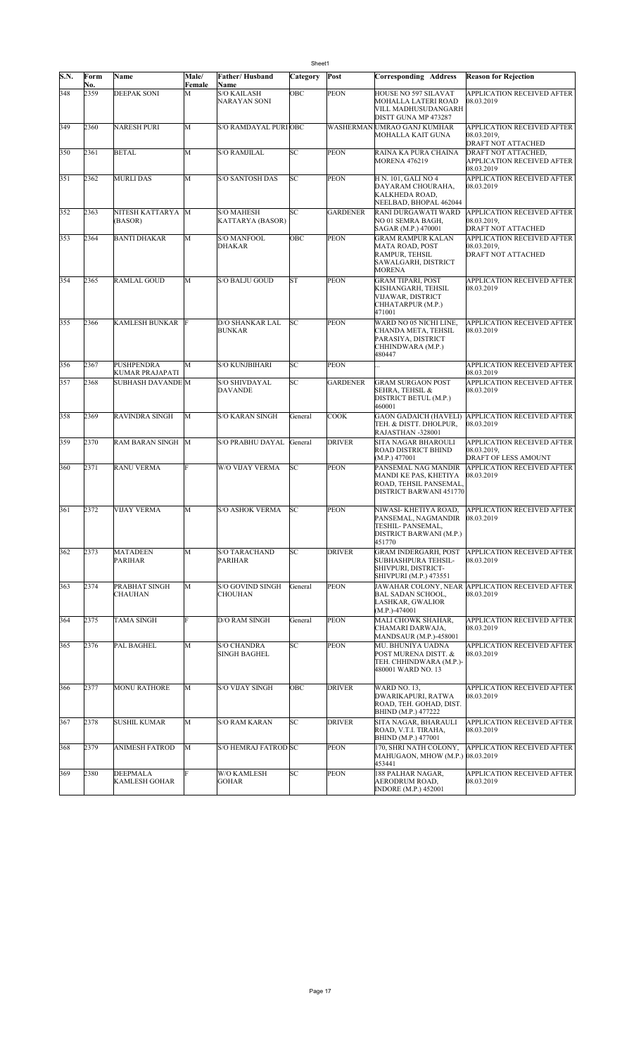| S.N. | Form No. | Name | Male/ Female | Father/ Husband Name | Category | Post | Corresponding Address | Reason for Rejection |
|---|---|---|---|---|---|---|---|---|
| 348 | 2359 | DEEPAK SONI | M | S/O KAILASH NARAYAN SONI | OBC | PEON | HOUSE NO 597 SILAVAT MOHALLA LATERI ROAD VILL MADHUSUDANGARH DISTT GUNA MP 473287 | APPLICATION RECEIVED AFTER 08.03.2019 |
| 349 | 2360 | NARESH PURI | M | S/O RAMDAYAL PURI | OBC | WASHERMAN | UMRAO GANJ KUMHAR MOHALLA KAIT GUNA | APPLICATION RECEIVED AFTER 08.03.2019, DRAFT NOT ATTACHED |
| 350 | 2361 | BETAL | M | S/O RAMJILAL | SC | PEON | RAINA KA PURA CHAINA MORENA 476219 | DRAFT NOT ATTACHED, APPLICATION RECEIVED AFTER 08.03.2019 |
| 351 | 2362 | MURLI DAS | M | S/O SANTOSH DAS | SC | PEON | H N. 101, GALI NO 4 DAYARAM CHOURAHA, KALKHEDA ROAD, NEELBAD, BHOPAL 462044 | APPLICATION RECEIVED AFTER 08.03.2019 |
| 352 | 2363 | NITESH KATTARYA (BASOR) | M | S/O MAHESH KATTARYA (BASOR) | SC | GARDENER | RANI DURGAWATI WARD NO 01 SEMRA BAGH, SAGAR (M.P.) 470001 | APPLICATION RECEIVED AFTER 08.03.2019, DRAFT NOT ATTACHED |
| 353 | 2364 | BANTI DHAKAR | M | S/O MANFOOL DHAKAR | OBC | PEON | GRAM RAMPUR KALAN MATA ROAD, POST RAMPUR, TEHSIL SAWALGARH, DISTRICT MORENA | APPLICATION RECEIVED AFTER 08.03.2019, DRAFT NOT ATTACHED |
| 354 | 2365 | RAMLAL GOUD | M | S/O BALJU GOUD | ST | PEON | GRAM TIPARI, POST KISHANGARH, TEHSIL VIJAWAR, DISTRICT CHHATARPUR (M.P.) 471001 | APPLICATION RECEIVED AFTER 08.03.2019 |
| 355 | 2366 | KAMLESH BUNKAR | F | D/O SHANKAR LAL BUNKAR | SC | PEON | WARD NO 05 NICHI LINE, CHANDA META, TEHSIL PARASIYA, DISTRICT CHHINDWARA (M.P.) 480447 | APPLICATION RECEIVED AFTER 08.03.2019 |
| 356 | 2367 | PUSHPENDRA KUMAR PRAJAPATI | M | S/O KUNJBIHARI | SC | PEON | ... | APPLICATION RECEIVED AFTER 08.03.2019 |
| 357 | 2368 | SUBHASH DAVANDE | M | S/O SHIVDAYAL DAVANDE | SC | GARDENER | GRAM SURGAON POST SEHRA, TEHSIL & DISTRICT BETUL (M.P.) 460001 | APPLICATION RECEIVED AFTER 08.03.2019 |
| 358 | 2369 | RAVINDRA SINGH | M | S/O KARAN SINGH | General | COOK | GAON GADAICH (HAVELI) TEH. & DISTT. DHOLPUR, RAJASTHAN -328001 | APPLICATION RECEIVED AFTER 08.03.2019 |
| 359 | 2370 | RAM BARAN SINGH | M | S/O PRABHU DAYAL | General | DRIVER | SITA NAGAR BHAROULI ROAD DISTRICT BHIND (M.P.) 477001 | APPLICATION RECEIVED AFTER 08.03.2019, DRAFT OF LESS AMOUNT |
| 360 | 2371 | RANU VERMA | F | W/O VIJAY VERMA | SC | PEON | PANSEMAL NAG MANDIR MANDI KE PAS, KHETIYA ROAD, TEHSIL PANSEMAL, DISTRICT BARWANI 451770 | APPLICATION RECEIVED AFTER 08.03.2019 |
| 361 | 2372 | VIJAY VERMA | M | S/O ASHOK VERMA | SC | PEON | NIWASI- KHETIYA ROAD, PANSEMAL, NAGMANDIR TESHIL- PANSEMAL, DISTRICT BARWANI (M.P.) 451770 | APPLICATION RECEIVED AFTER 08.03.2019 |
| 362 | 2373 | MATADEEN PARIHAR | M | S/O TARACHAND PARIHAR | SC | DRIVER | GRAM INDERGARH, POST SUBHASHPURA TEHSIL-SHIVPURI, DISTRICT-SHIVPURI (M.P.) 473551 | APPLICATION RECEIVED AFTER 08.03.2019 |
| 363 | 2374 | PRABHAT SINGH CHAUHAN | M | S/O GOVIND SINGH CHOUHAN | General | PEON | JAWAHAR COLONY, NEAR BAL SADAN SCHOOL, LASHKAR, GWALIOR (M.P.)-474001 | APPLICATION RECEIVED AFTER 08.03.2019 |
| 364 | 2375 | TAMA SINGH | F | D/O RAM SINGH | General | PEON | MALI CHOWK SHAHAR, CHAMARI DARWAJA, MANDSAUR (M.P.)-458001 | APPLICATION RECEIVED AFTER 08.03.2019 |
| 365 | 2376 | PAL BAGHEL | M | S/O CHANDRA SINGH BAGHEL | SC | PEON | MU. BHUNIYA UADNA POST MURENA DISTT. & TEH. CHHINDWARA (M.P.)-480001 WARD NO. 13 | APPLICATION RECEIVED AFTER 08.03.2019 |
| 366 | 2377 | MONU RATHORE | M | S/O VIJAY SINGH | OBC | DRIVER | WARD NO. 13, DWARIKAPURI, RATWA ROAD, TEH. GOHAD, DIST. BHIND (M.P.) 477222 | APPLICATION RECEIVED AFTER 08.03.2019 |
| 367 | 2378 | SUSHIL KUMAR | M | S/O RAM KARAN | SC | DRIVER | SITA NAGAR, BHARAULI ROAD, V.T.I. TIRAHA, BHIND (M.P.) 477001 | APPLICATION RECEIVED AFTER 08.03.2019 |
| 368 | 2379 | ANIMESH FATROD | M | S/O HEMRAJ FATROD | SC | PEON | 170, SHRI NATH COLONY, MAHUGAON, MHOW (M.P.) 453441 | APPLICATION RECEIVED AFTER 08.03.2019 |
| 369 | 2380 | DEEPMALA KAMLESH GOHAR | F | W/O KAMLESH GOHAR | SC | PEON | 188 PALHAR NAGAR, AERODRUM ROAD, INDORE (M.P.) 452001 | APPLICATION RECEIVED AFTER 08.03.2019 |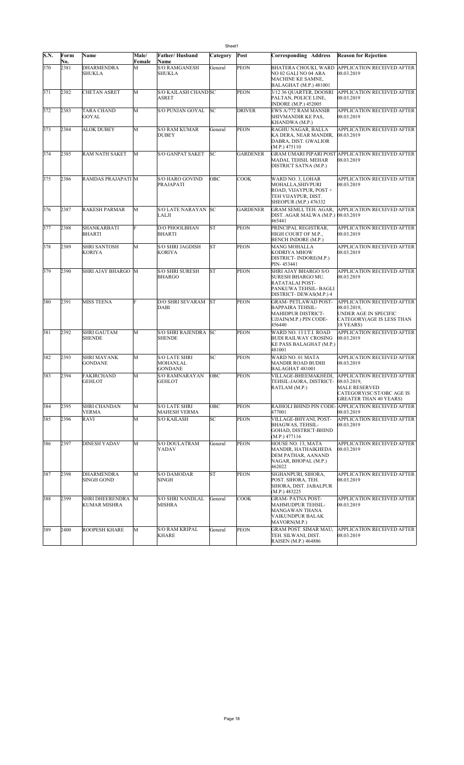| S.N. | Form No. | Name | Male/ Female | Father/ Husband Name | Category | Post | Corresponding Address | Reason for Rejection |
|---|---|---|---|---|---|---|---|---|
| 370 | 2381 | DHARMENDRA SHUKLA | M | S/O RAMGANESH SHUKLA | General | PEON | BHATERA CHOUKI, WARD NO 02 GALI NO 04 ARA MACHINE KE SAMNE, BALAGHAT (M.P.) 481001 | APPLICATION RECEIVED AFTER 08.03.2019 |
| 371 | 2382 | CHETAN ASRET | M | S/O KAILASH CHAND ASRET | SC | PEON | 3/12 36 QUARTER, DOOSRI PALTAN, POLICE LINE, INDORE (M.P.) 452005 | APPLICATION RECEIVED AFTER 08.03.2019 |
| 372 | 2383 | TARA CHAND GOYAL | M | S/O PUNJAN GOYAL | SC | DRIVER | EWS A/772 RAM MANSIR SHIVMANDIR KE PAS, KHANDWA (M.P.) | APPLICATION RECEIVED AFTER 08.03.2019 |
| 373 | 2384 | ALOK DUBEY | M | S/O RAM KUMAR DUBEY | General | PEON | RAGHU NAGAR, BALLA KA DERA, NEAR MANDIR, DABRA, DIST. GWALIOR (M.P.) 475110 | APPLICATION RECEIVED AFTER 08.03.2019 |
| 374 | 2385 | RAM NATH SAKET | M | S/O GANPAT SAKET | SC | GARDENER | GRAM UMARI PIPARI POST MADAI, TEHSIL MEHAR DISTRICT SATNA (M.P.) | APPLICATION RECEIVED AFTER 08.03.2019 |
| 375 | 2386 | RAMDAS PRAJAPATI | M | S/O HARO GOVIND PRAJAPATI | OBC | COOK | WARD NO. 3, LOHAR MOHALLA,SHIVPURI ROAD, VIJAYPUR, POST + TEH VIJAYPUR, DIST. SHEOPUR (M.P.) 476332 | APPLICATION RECEIVED AFTER 08.03.2019 |
| 376 | 2387 | RAKESH PARMAR | M | S/O LATE NARAYAN LALJI | SC | GARDENER | GRAM SEMLI, TEH. AGAR, DIST. AGAR MALWA (M.P.) 465441 | APPLICATION RECEIVED AFTER 08.03.2019 |
| 377 | 2388 | SHANKARBATI BHARTI | F | D/O PHOOLBHAN BHARTI | ST | PEON | PRINCIPAL REGISTRAR, HIGH COURT OF M.P., BENCH INDORE (M.P.) | APPLICATION RECEIVED AFTER 08.03.2019 |
| 378 | 2389 | SHRI SANTOSH KORIYA | M | S/O SHRI JAGDISH KORIYA | ST | PEON | MANG MOHALLA KODRIYA MHOW DISTRICT- INDORE(M.P.) PIN- 453441 | APPLICATION RECEIVED AFTER 08.03.2019 |
| 379 | 2390 | SHRI AJAY BHARGO | M | S/O SHRI SURESH BHARGO | ST | PEON | SHRI AJAY BHARGO S/O SURESH BHARGO MU. RATATALAI POST-PANKUWA TEHSIL- BAGLI DISTRICT- DEWAS(M.P.) 4 | APPLICATION RECEIVED AFTER 08.03.2019 |
| 380 | 2391 | MISS TEENA | F | D/O SHRI SEVARAM DABI | ST | PEON | GRAM- PETLAWAD POST-BAPPAIRA TEHSIL-MAHIDPUR DISTRICT-UJJAIN(M.P.) PIN CODE-456440 | APPLICATION RECEIVED AFTER 08.03.2019, UNDER AGE IN SPECIFIC CATEGORY(AGE IS LESS THAN 18 YEARS) |
| 381 | 2392 | SHRI GAUTAM SHENDE | M | S/O SHRI RAJENDRA SHENDE | SC | PEON | WARD NO. 13 I.T.I. ROAD BUDI RAILWAY CROSING KE PASS BALAGHAT (M.P.) 481001 | APPLICATION RECEIVED AFTER 08.03.2019 |
| 382 | 2393 | SHRI MAYANK GONDANE | M | S/O LATE SHRI MOHANLAL GONDANE | SC | PEON | WARD NO. 01 MATA MANDIR ROAD BUDHI BALAGHAT 481001 | APPLICATION RECEIVED AFTER 08.03.2019 |
| 383 | 2394 | FAKIRCHAND GEHLOT | M | S/O RAMNARAYAN GEHLOT | OBC | PEON | VILLAGE-BHEEMAKHEDI, TEHSIL-JAORA, DISTRICT-RATLAM (M.P.) | APPLICATION RECEIVED AFTER 08.03.2019, MALE RESERVED CATEGORY(SC/ST/OBC AGE IS GREATER THAN 40 YEARS) |
| 384 | 2395 | SHRI CHANDAN VERMA | M | S/O LATE SHRI MAHESH VERMA | OBC | PEON | RAJHOLI BHIND PIN CODE-477001 | APPLICATION RECEIVED AFTER 08.03.2019 |
| 385 | 2396 | RAVI | M | S/O KAILASH | SC | PEON | VILLAGE-BHYANI, POST-BHAGWAS, TEHSIL-GOHAD, DISTRICT-BHIND (M.P.) 477116 | APPLICATION RECEIVED AFTER 08.03.2019 |
| 386 | 2397 | DINESH YADAV | M | S/O DOULATRAM YADAV | General | PEON | HOUSE NO. 13, MATA MANDIR, HATHAIKHEDA DEM PATHAR, AANAND NAGAR, BHOPAL (M.P.) 462022 | APPLICATION RECEIVED AFTER 08.03.2019 |
| 387 | 2398 | DHARMENDRA SINGH GOND | M | S/O DAMODAR SINGH | ST | PEON | SIGHANPURI, SIHORA, POST. SIHORA, TEH. SIHORA, DIST. JABALPUR (M.P.) 483225 | APPLICATION RECEIVED AFTER 08.03.2019 |
| 388 | 2399 | SHRI DHEERENDRA KUMAR MISHRA | M | S/O SHRI NANDLAL MISHRA | General | COOK | GRAM- PATNA POST-MAHMUDPUR TEHSIL-MANGAWAN THANA VAIKUNDPUR BALAK MAVORN(M.P.) | APPLICATION RECEIVED AFTER 08.03.2019 |
| 389 | 2400 | ROOPESH KHARE | M | S/O RAM KRIPAL KHARE | General | PEON | GRAM POST. SIMAR MAU, TEH. SILWANI, DIST. RAISEN (M.P.) 464886 | APPLICATION RECEIVED AFTER 08.03.2019 |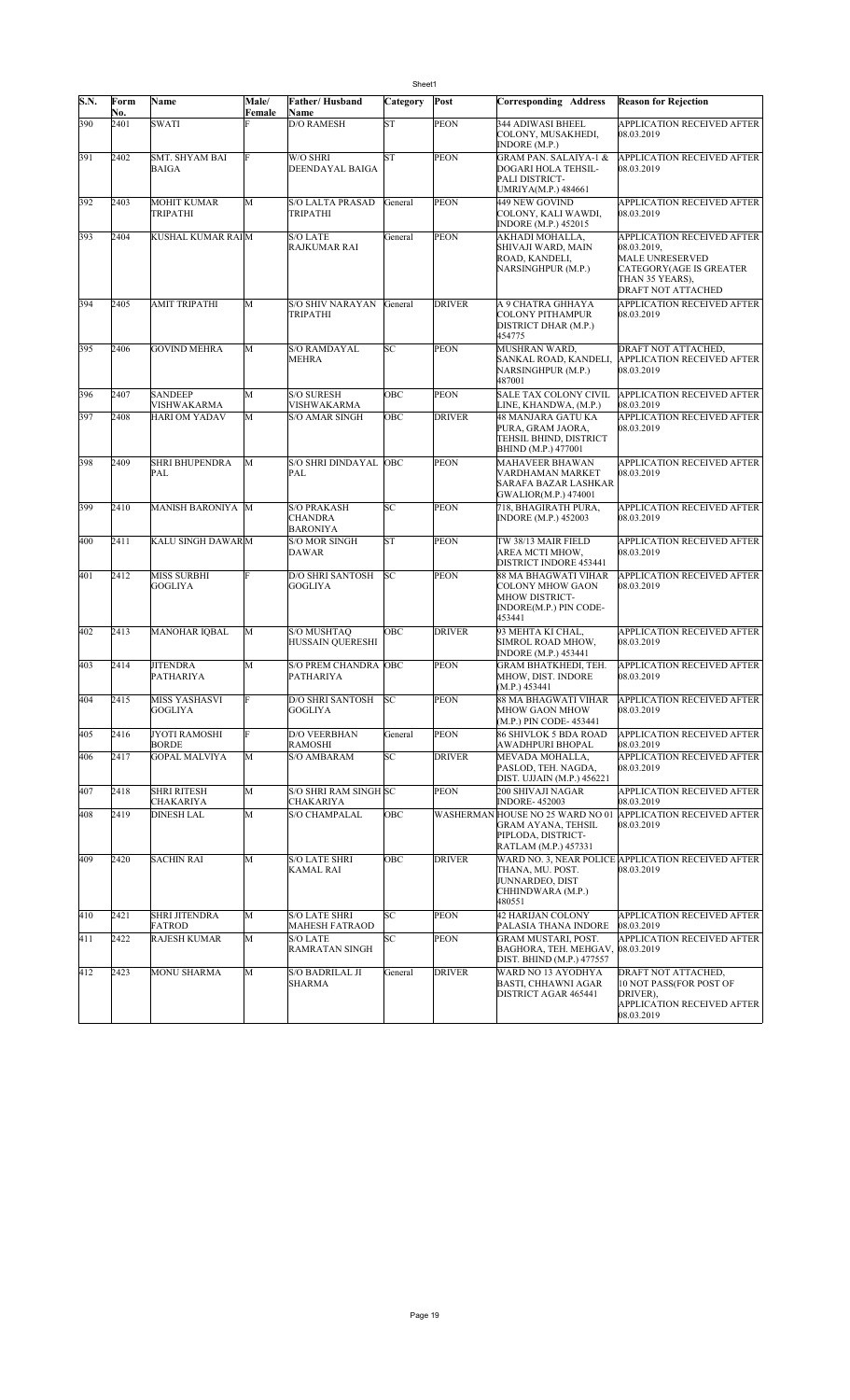| S.N. | Form No. | Name | Male/ Female | Father/ Husband Name | Category | Post | Corresponding Address | Reason for Rejection |
|---|---|---|---|---|---|---|---|---|
| 390 | 2401 | SWATI | F | D/O RAMESH | ST | PEON | 344 ADIWASI BHEEL COLONY, MUSAKHEDI, INDORE (M.P.) | APPLICATION RECEIVED AFTER 08.03.2019 |
| 391 | 2402 | SMT. SHYAM BAI BAIGA | F | W/O SHRI DEENDAYAL BAIGA | ST | PEON | GRAM PAN. SALAIYA-1 & DOGARI HOLA TEHSIL-PALI DISTRICT-UMRIYA(M.P.) 484661 | APPLICATION RECEIVED AFTER 08.03.2019 |
| 392 | 2403 | MOHIT KUMAR TRIPATHI | M | S/O LALTA PRASAD TRIPATHI | General | PEON | 449 NEW GOVIND COLONY, KALI WAWDI, INDORE (M.P.) 452015 | APPLICATION RECEIVED AFTER 08.03.2019 |
| 393 | 2404 | KUSHAL KUMAR RAI | M | S/O LATE RAJKUMAR RAI | General | PEON | AKHADI MOHALLA, SHIVAJI WARD, MAIN ROAD, KANDELI, NARSINGHPUR (M.P.) | APPLICATION RECEIVED AFTER 08.03.2019, MALE UNRESERVED CATEGORY(AGE IS GREATER THAN 35 YEARS), DRAFT NOT ATTACHED |
| 394 | 2405 | AMIT TRIPATHI | M | S/O SHIV NARAYAN TRIPATHI | General | DRIVER | A 9 CHATRA GHHAYA COLONY PITHAMPUR DISTRICT DHAR (M.P.) 454775 | APPLICATION RECEIVED AFTER 08.03.2019 |
| 395 | 2406 | GOVIND MEHRA | M | S/O RAMDAYAL MEHRA | SC | PEON | MUSHRAN WARD, SANKAL ROAD, KANDELI, NARSINGHPUR (M.P.) 487001 | DRAFT NOT ATTACHED, APPLICATION RECEIVED AFTER 08.03.2019 |
| 396 | 2407 | SANDEEP VISHWAKARMA | M | S/O SURESH VISHWAKARMA | OBC | PEON | SALE TAX COLONY CIVIL LINE, KHANDWA, (M.P.) | APPLICATION RECEIVED AFTER 08.03.2019 |
| 397 | 2408 | HARI OM YADAV | M | S/O AMAR SINGH | OBC | DRIVER | 48 MANJARA GATU KA PURA, GRAM JAORA, TEHSIL BHIND, DISTRICT BHIND (M.P.) 477001 | APPLICATION RECEIVED AFTER 08.03.2019 |
| 398 | 2409 | SHRI BHUPENDRA PAL | M | S/O SHRI DINDAYAL PAL | OBC | PEON | MAHAVEER BHAWAN VARDHAMAN MARKET SARAFA BAZAR LASHKAR GWALIOR(M.P.) 474001 | APPLICATION RECEIVED AFTER 08.03.2019 |
| 399 | 2410 | MANISH BARONIYA | M | S/O PRAKASH CHANDRA BARONIYA | SC | PEON | 718, BHAGIRATH PURA, INDORE (M.P.) 452003 | APPLICATION RECEIVED AFTER 08.03.2019 |
| 400 | 2411 | KALU SINGH DAWAR | M | S/O MOR SINGH DAWAR | ST | PEON | TW 38/13 MAIR FIELD AREA MCTI MHOW, DISTRICT INDORE 453441 | APPLICATION RECEIVED AFTER 08.03.2019 |
| 401 | 2412 | MISS SURBHI GOGLIYA | F | D/O SHRI SANTOSH GOGLIYA | SC | PEON | 88 MA BHAGWATI VIHAR COLONY MHOW GAON MHOW DISTRICT-INDORE(M.P.) PIN CODE-453441 | APPLICATION RECEIVED AFTER 08.03.2019 |
| 402 | 2413 | MANOHAR IQBAL | M | S/O MUSHTAQ HUSSAIN QUERESHI | OBC | DRIVER | 93 MEHTA KI CHAL, SIMROL ROAD MHOW, INDORE (M.P.) 453441 | APPLICATION RECEIVED AFTER 08.03.2019 |
| 403 | 2414 | JITENDRA PATHARIYA | M | S/O PREM CHANDRA PATHARIYA | OBC | PEON | GRAM BHATKHEDI, TEH. MHOW, DIST. INDORE (M.P.) 453441 | APPLICATION RECEIVED AFTER 08.03.2019 |
| 404 | 2415 | MISS YASHASVI GOGLIYA | F | D/O SHRI SANTOSH GOGLIYA | SC | PEON | 88 MA BHAGWATI VIHAR MHOW GAON MHOW (M.P.) PIN CODE- 453441 | APPLICATION RECEIVED AFTER 08.03.2019 |
| 405 | 2416 | JYOTI RAMOSHI BORDE | F | D/O VEERBHAN RAMOSHI | General | PEON | 86 SHIVLOK 5 BDA ROAD AWADHPURI BHOPAL | APPLICATION RECEIVED AFTER 08.03.2019 |
| 406 | 2417 | GOPAL MALVIYA | M | S/O AMBARAM | SC | DRIVER | MEVADA MOHALLA, PASLOD, TEH. NAGDA, DIST. UJJAIN (M.P.) 456221 | APPLICATION RECEIVED AFTER 08.03.2019 |
| 407 | 2418 | SHRI RITESH CHAKARIYA | M | S/O SHRI RAM SINGH CHAKARIYA | SC | PEON | 200 SHIVAJI NAGAR INDORE- 452003 | APPLICATION RECEIVED AFTER 08.03.2019 |
| 408 | 2419 | DINESH LAL | M | S/O CHAMPALAL | OBC | WASHERMAN | HOUSE NO 25 WARD NO 01 GRAM AYANA, TEHSIL PIPLODA, DISTRICT-RATLAM (M.P.) 457331 | APPLICATION RECEIVED AFTER 08.03.2019 |
| 409 | 2420 | SACHIN RAI | M | S/O LATE SHRI KAMAL RAI | OBC | DRIVER | WARD NO. 3, NEAR POLICE THANA, MU. POST. JUNNARDEO, DIST CHHINDWARA (M.P.) 480551 | APPLICATION RECEIVED AFTER 08.03.2019 |
| 410 | 2421 | SHRI JITENDRA FATROD | M | S/O LATE SHRI MAHESH FATRAOD | SC | PEON | 42 HARIJAN COLONY PALASIA THANA INDORE | APPLICATION RECEIVED AFTER 08.03.2019 |
| 411 | 2422 | RAJESH KUMAR | M | S/O LATE RAMRATAN SINGH | SC | PEON | GRAM MUSTARI, POST. BAGHORA, TEH. MEHGAV, DIST. BHIND (M.P.) 477557 | APPLICATION RECEIVED AFTER 08.03.2019 |
| 412 | 2423 | MONU SHARMA | M | S/O BADRILAL JI SHARMA | General | DRIVER | WARD NO 13 AYODHYA BASTI, CHHAWNI AGAR DISTRICT AGAR 465441 | DRAFT NOT ATTACHED, 10 NOT PASS(FOR POST OF DRIVER), APPLICATION RECEIVED AFTER 08.03.2019 |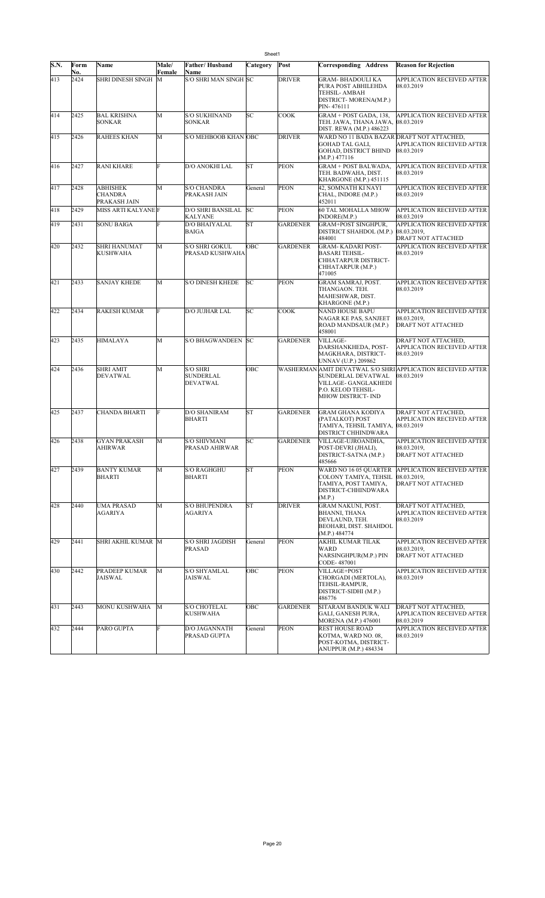| S.N. | Form No. | Name | Male/ Female | Father/ Husband Name | Category | Post | Corresponding Address | Reason for Rejection |
|---|---|---|---|---|---|---|---|---|
| 413 | 2424 | SHRI DINESH SINGH | M | S/O SHRI MAN SINGH | SC | DRIVER | GRAM- BHADOULI KA PURA POST ABHILEHDA TEHSIL- AMBAH DISTRICT- MORENA(M.P.) PIN- 476111 | APPLICATION RECEIVED AFTER 08.03.2019 |
| 414 | 2425 | BAL KRISHNA SONKAR | M | S/O SUKHINAND SONKAR | SC | COOK | GRAM + POST GADA, 138, TEH. JAWA, THANA JAWA, DIST. REWA (M.P.) 486223 | APPLICATION RECEIVED AFTER 08.03.2019 |
| 415 | 2426 | RAHEES KHAN | M | S/O MEHBOOB KHAN | OBC | DRIVER | WARD NO 11 BADA BAZAR GOHAD TAL GALI, GOHAD, DISTRICT BHIND (M.P.) 477116 | DRAFT NOT ATTACHED, APPLICATION RECEIVED AFTER 08.03.2019 |
| 416 | 2427 | RANI KHARE | F | D/O ANOKHI LAL | ST | PEON | GRAM + POST BALWADA, TEH. BADWAHA, DIST. KHARGONE (M.P.) 451115 | APPLICATION RECEIVED AFTER 08.03.2019 |
| 417 | 2428 | ABHISHEK CHANDRA PRAKASH JAIN | M | S/O CHANDRA PRAKASH JAIN | General | PEON | 42, SOMNATH KI NAYI CHAL, INDORE (M.P.) 452011 | APPLICATION RECEIVED AFTER 08.03.2019 |
| 418 | 2429 | MISS ARTI KALYANE | F | D/O SHRI BANSILAL KALYANE | SC | PEON | 60 TAL MOHALLA MHOW INDORE(M.P.) | APPLICATION RECEIVED AFTER 08.03.2019 |
| 419 | 2431 | SONU BAIGA | F | D/O BHAIYALAL BAIGA | ST | GARDENER | GRAM+POST SINGHPUR, DISTRICT SHAHDOL (M.P.) 484001 | APPLICATION RECEIVED AFTER 08.03.2019, DRAFT NOT ATTACHED |
| 420 | 2432 | SHRI HANUMAT KUSHWAHA | M | S/O SHRI GOKUL PRASAD KUSHWAHA | OBC | GARDENER | GRAM- KADARI POST- BASARI TEHSIL- CHHATARPUR DISTRICT- CHHATARPUR (M.P.) 471005 | APPLICATION RECEIVED AFTER 08.03.2019 |
| 421 | 2433 | SANJAY KHEDE | M | S/O DINESH KHEDE | SC | PEON | GRAM SAMRAJ, POST. THANGAON. TEH. MAHESHWAR, DIST. KHARGONE (M.P.) | APPLICATION RECEIVED AFTER 08.03.2019 |
| 422 | 2434 | RAKESH KUMAR | F | D/O JUJHAR LAL | SC | COOK | NAND HOUSE BAPU NAGAR KE PAS, SANJEET ROAD MANDSAUR (M.P.) 458001 | APPLICATION RECEIVED AFTER 08.03.2019, DRAFT NOT ATTACHED |
| 423 | 2435 | HIMALAYA | M | S/O BHAGWANDEEN | SC | GARDENER | VILLAGE- DARSHANKHEDA, POST- MAGKHARA, DISTRICT- UNNAV (U.P.) 209862 | DRAFT NOT ATTACHED, APPLICATION RECEIVED AFTER 08.03.2019 |
| 424 | 2436 | SHRI AMIT DEVATWAL | M | S/O SHRI SUNDERLAL DEVATWAL | OBC | WASHERMAN | AMIT DEVATWAL S/O SHRI SUNDERLAL DEVATWAL VILLAGE- GANGLAKHEDI P.O. KELOD TEHSIL- MHOW DISTRICT- IND | APPLICATION RECEIVED AFTER 08.03.2019 |
| 425 | 2437 | CHANDA BHARTI | F | D/O SHANIRAM BHARTI | ST | GARDENER | GRAM GHANA KODIYA (PATALKOT) POST TAMIYA, TEHSIL TAMIYA, DISTRICT CHHINDWARA | DRAFT NOT ATTACHED, APPLICATION RECEIVED AFTER 08.03.2019 |
| 426 | 2438 | GYAN PRAKASH AHIRWAR | M | S/O SHIVMANI PRASAD AHIRWAR | SC | GARDENER | VILLAGE-UJROANDHA, POST-DEVRI (JHALI), DISTRICT-SATNA (M.P.) 485666 | APPLICATION RECEIVED AFTER 08.03.2019, DRAFT NOT ATTACHED |
| 427 | 2439 | BANTY KUMAR BHARTI | M | S/O RAGHGHU BHARTI | ST | PEON | WARD NO 16 05 QUARTER COLONY TAMIYA, TEHSIL TAMIYA, POST TAMIYA, DISTRICT-CHHINDWARA (M.P.) | APPLICATION RECEIVED AFTER 08.03.2019, DRAFT NOT ATTACHED |
| 428 | 2440 | UMA PRASAD AGARIYA | M | S/O BHUPENDRA AGARIYA | ST | DRIVER | GRAM NAKUNI, POST. BHANNI, THANA DEVLAUND, TEH. BEOHARI, DIST. SHAHDOL (M.P.) 484774 | DRAFT NOT ATTACHED, APPLICATION RECEIVED AFTER 08.03.2019 |
| 429 | 2441 | SHRI AKHIL KUMAR | M | S/O SHRI JAGDISH PRASAD | General | PEON | AKHIL KUMAR TILAK WARD NARSINGHPUR(M.P.) PIN CODE- 487001 | APPLICATION RECEIVED AFTER 08.03.2019, DRAFT NOT ATTACHED |
| 430 | 2442 | PRADEEP KUMAR JAISWAL | M | S/O SHYAMLAL JAISWAL | OBC | PEON | VILLAGE+POST CHORGADI (MERTOLA), TEHSIL-RAMPUR, DISTRICT-SIDHI (M.P.) 486776 | APPLICATION RECEIVED AFTER 08.03.2019 |
| 431 | 2443 | MONU KUSHWAHA | M | S/O CHOTELAL KUSHWAHA | OBC | GARDENER | SITARAM BANDUK WALI GALI, GANESH PURA, MORENA (M.P.) 476001 | DRAFT NOT ATTACHED, APPLICATION RECEIVED AFTER 08.03.2019 |
| 432 | 2444 | PARO GUPTA | F | D/O JAGANNATH PRASAD GUPTA | General | PEON | REST HOUSE ROAD KOTMA, WARD NO. 08, POST-KOTMA, DISTRICT- ANUPPUR (M.P.) 484334 | APPLICATION RECEIVED AFTER 08.03.2019 |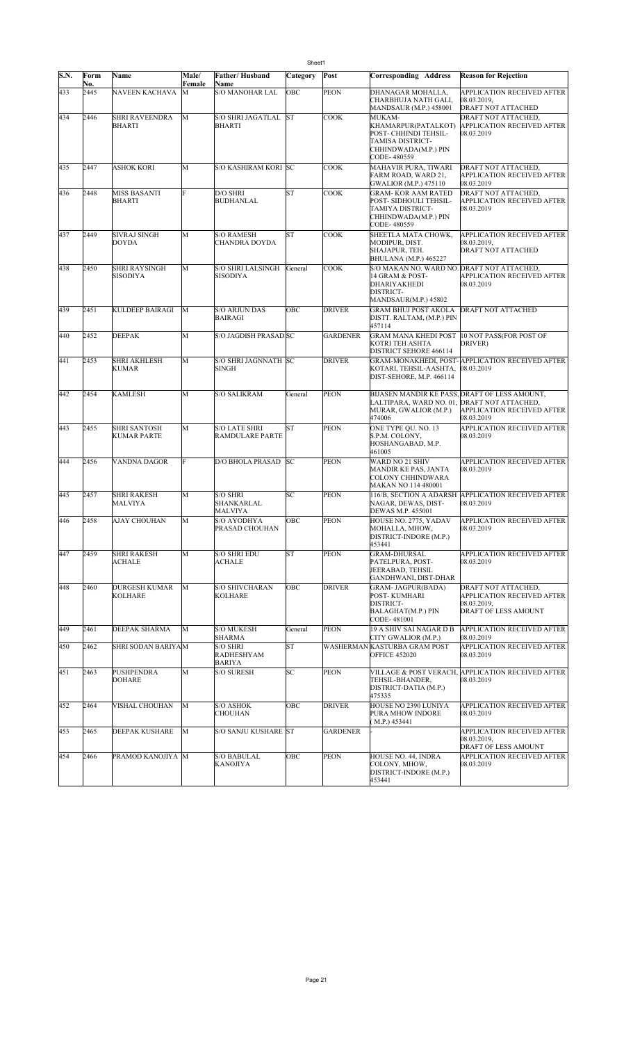| S.N. | Form No. | Name | Male/ Female | Father/ Husband Name | Category | Post | Corresponding Address | Reason for Rejection |
|---|---|---|---|---|---|---|---|---|
| 433 | 2445 | NAVEEN KACHAVA | M | S/O MANOHAR LAL | OBC | PEON | DHANAGAR MOHALLA, CHARBHUJA NATH GALI, MANDSAUR (M.P.) 458001 | APPLICATION RECEIVED AFTER 08.03.2019, DRAFT NOT ATTACHED |
| 434 | 2446 | SHRI RAVEENDRA BHARTI | M | S/O SHRI JAGATLAL BHARTI | ST | COOK | MUKAM-KHAMARPUR(PATALKOT) POST- CHHINDI TEHSIL-TAMISA DISTRICT-CHHINDWADA(M.P.) PIN CODE- 480559 | APPLICATION RECEIVED AFTER 08.03.2019 |
| 435 | 2447 | ASHOK KORI | M | S/O KASHIRAM KORI | SC | COOK | MAHAVIR PURA, TIWARI FARM ROAD, WARD 21, GWALIOR (M.P.) 475110 | DRAFT NOT ATTACHED, APPLICATION RECEIVED AFTER 08.03.2019 |
| 436 | 2448 | MISS BASANTI BHARTI | F | D/O SHRI BUDHANLAL | ST | COOK | GRAM- KOR AAM RATED POST- SIDHOULI TEHSIL-TAMIYA DISTRICT-CHHINDWADA(M.P.) PIN CODE- 480559 | DRAFT NOT ATTACHED, APPLICATION RECEIVED AFTER 08.03.2019 |
| 437 | 2449 | SIVRAJ SINGH DOYDA | M | S/O RAMESH CHANDRA DOYDA | ST | COOK | SHEETLA MATA CHOWK, MODIPUR, DIST. SHAJAPUR, TEH. BHULANA (M.P.) 465227 | APPLICATION RECEIVED AFTER 08.03.2019, DRAFT NOT ATTACHED |
| 438 | 2450 | SHRI RAYSINGH SISODIYA | M | S/O SHRI LALSINGH SISODIYA | General | COOK | S/O MAKAN NO. WARD NO. 14 GRAM & POST-DHARIYAKHEDI DISTRICT-MANDSAUR(M.P.) 45802 | DRAFT NOT ATTACHED, APPLICATION RECEIVED AFTER 08.03.2019 |
| 439 | 2451 | KULDEEP BAIRAGI | M | S/O ARJUN DAS BAIRAGI | OBC | DRIVER | GRAM BHUJ POST AKOLA DISTT. RALTAM, (M.P.) PIN 457114 | DRAFT NOT ATTACHED |
| 440 | 2452 | DEEPAK | M | S/O JAGDISH PRASAD | SC | GARDENER | GRAM MANA KHEDI POST KOTRI TEH ASHTA DISTRICT SEHORE 466114 | 10 NOT PASS(FOR POST OF DRIVER) |
| 441 | 2453 | SHRI AKHLESH KUMAR | M | S/O SHRI JAGNNATH SINGH | SC | DRIVER | GRAM-MONAKHEDI, POST-KOTARI, TEHSIL-AASHTA, DIST-SEHORE, M.P. 466114 | APPLICATION RECEIVED AFTER 08.03.2019 |
| 442 | 2454 | KAMLESH | M | S/O SALIKRAM | General | PEON | BIJASEN MANDIR KE PASS, LALTIPARA, WARD NO. 01, MURAR, GWALIOR (M.P.) 474006 | DRAFT OF LESS AMOUNT, DRAFT NOT ATTACHED, APPLICATION RECEIVED AFTER 08.03.2019 |
| 443 | 2455 | SHRI SANTOSH KUMAR PARTE | M | S/O LATE SHRI RAMDULARE PARTE | ST | PEON | ONE TYPE QU. NO. 13 S.P.M. COLONY, HOSHANGABAD, M.P. 461005 | APPLICATION RECEIVED AFTER 08.03.2019 |
| 444 | 2456 | VANDNA DAGOR | F | D/O BHOLA PRASAD | SC | PEON | WARD NO 21 SHIV MANDIR KE PAS, JANTA COLONY CHHINDWARA MAKAN NO 114 480001 | APPLICATION RECEIVED AFTER 08.03.2019 |
| 445 | 2457 | SHRI RAKESH MALVIYA | M | S/O SHRI SHANKARLAL MALVIYA | SC | PEON | 116/B, SECTION A ADARSH NAGAR, DEWAS, DIST-DEWAS M.P. 455001 | APPLICATION RECEIVED AFTER 08.03.2019 |
| 446 | 2458 | AJAY CHOUHAN | M | S/O AYODHYA PRASAD CHOUHAN | OBC | PEON | HOUSE NO. 2775, YADAV MOHALLA, MHOW, DISTRICT-INDORE (M.P.) 453441 | APPLICATION RECEIVED AFTER 08.03.2019 |
| 447 | 2459 | SHRI RAKESH ACHALE | M | S/O SHRI EDU ACHALE | ST | PEON | GRAM-DHURSAL PATELPURA, POST-JEERABAD, TEHSIL GANDHWANI, DIST-DHAR | APPLICATION RECEIVED AFTER 08.03.2019 |
| 448 | 2460 | DURGESH KUMAR KOLHARE | M | S/O SHIVCHARAN KOLHARE | OBC | DRIVER | GRAM- JAGPUR(BADA) POST- KUMHARI DISTRICT-BALAGHAT(M.P.) PIN CODE- 481001 | DRAFT NOT ATTACHED, APPLICATION RECEIVED AFTER 08.03.2019, DRAFT OF LESS AMOUNT |
| 449 | 2461 | DEEPAK SHARMA | M | S/O MUKESH SHARMA | General | PEON | 19 A SHIV SAI NAGAR D B CITY GWALIOR (M.P.) | APPLICATION RECEIVED AFTER 08.03.2019 |
| 450 | 2462 | SHRI SODAN BARIYA | M | S/O SHRI RADHESHYAM BARIYA | ST | WASHERMAN | KASTURBA GRAM POST OFFICE 452020 | APPLICATION RECEIVED AFTER 08.03.2019 |
| 451 | 2463 | PUSHPENDRA DOHARE | M | S/O SURESH | SC | PEON | VILLAGE & POST VERACH, TEHSIL-BHANDER, DISTRICT-DATIA (M.P.) 475335 | APPLICATION RECEIVED AFTER 08.03.2019 |
| 452 | 2464 | VISHAL CHOUHAN | M | S/O ASHOK CHOUHAN | OBC | DRIVER | HOUSE NO 2390 LUNIYA PURA MHOW INDORE ( M.P.) 453441 | APPLICATION RECEIVED AFTER 08.03.2019 |
| 453 | 2465 | DEEPAK KUSHARE | M | S/O SANJU KUSHARE | ST | GARDENER | - | APPLICATION RECEIVED AFTER 08.03.2019, DRAFT OF LESS AMOUNT |
| 454 | 2466 | PRAMOD KANOJIYA | M | S/O BABULAL KANOJIYA | OBC | PEON | HOUSE NO. 44, INDRA COLONY, MHOW, DISTRICT-INDORE (M.P.) 453441 | APPLICATION RECEIVED AFTER 08.03.2019 |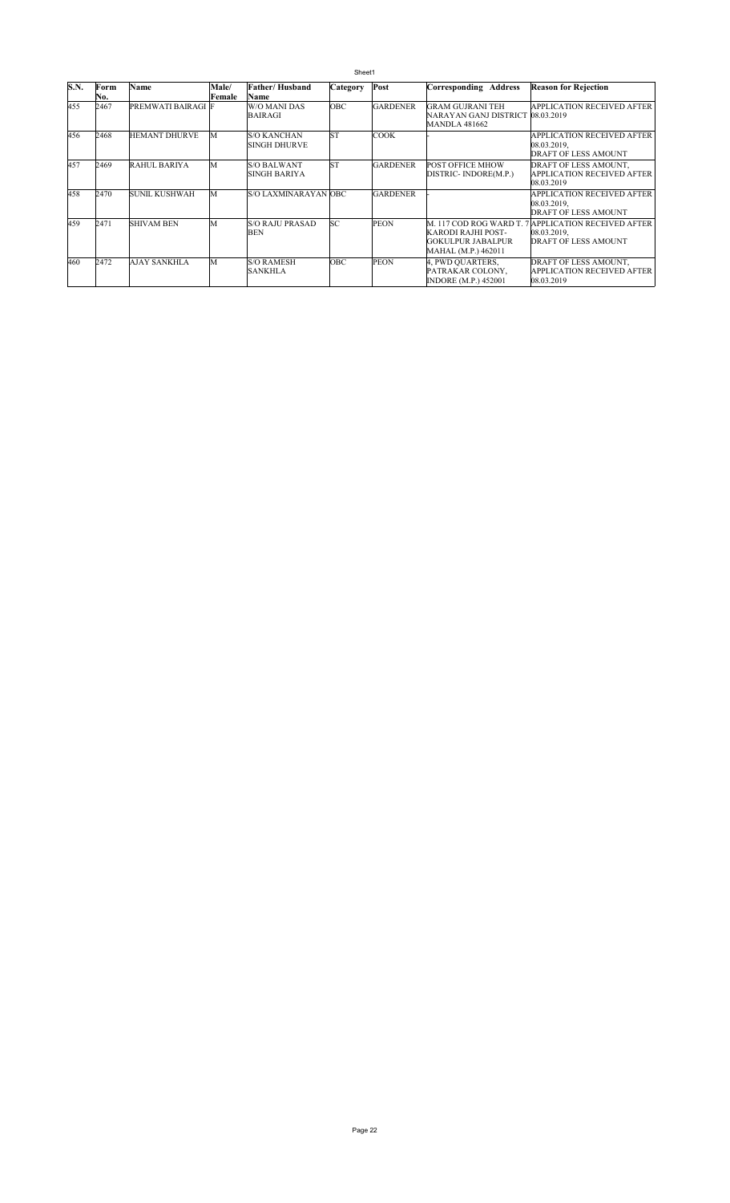| S.N. | Form No. | Name | Male/ Female | Father/ Husband Name | Category | Post | Corresponding Address | Reason for Rejection |
|---|---|---|---|---|---|---|---|---|
| 455 | 2467 | PREMWATI BAIRAGI | F | W/O MANI DAS BAIRAGI | OBC | GARDENER | GRAM GUJRANI TEH NARAYAN GANJ DISTRICT MANDLA 481662 | APPLICATION RECEIVED AFTER 08.03.2019 |
| 456 | 2468 | HEMANT DHURVE | M | S/O KANCHAN SINGH DHURVE | ST | COOK | - | APPLICATION RECEIVED AFTER 08.03.2019, DRAFT OF LESS AMOUNT |
| 457 | 2469 | RAHUL BARIYA | M | S/O BALWANT SINGH BARIYA | ST | GARDENER | POST OFFICE MHOW DISTRIC- INDORE(M.P.) | DRAFT OF LESS AMOUNT, APPLICATION RECEIVED AFTER 08.03.2019 |
| 458 | 2470 | SUNIL KUSHWAH | M | S/O LAXMINARAYAN | OBC | GARDENER | - | APPLICATION RECEIVED AFTER 08.03.2019, DRAFT OF LESS AMOUNT |
| 459 | 2471 | SHIVAM BEN | M | S/O RAJU PRASAD BEN | SC | PEON | M. 117 COD ROG WARD T. 7 KARODI RAJHI POST- GOKULPUR JABALPUR MAHAL (M.P.) 462011 | APPLICATION RECEIVED AFTER 08.03.2019, DRAFT OF LESS AMOUNT |
| 460 | 2472 | AJAY SANKHLA | M | S/O RAMESH SANKHLA | OBC | PEON | 4, PWD QUARTERS, PATRAKAR COLONY, INDORE (M.P.) 452001 | DRAFT OF LESS AMOUNT, APPLICATION RECEIVED AFTER 08.03.2019 |